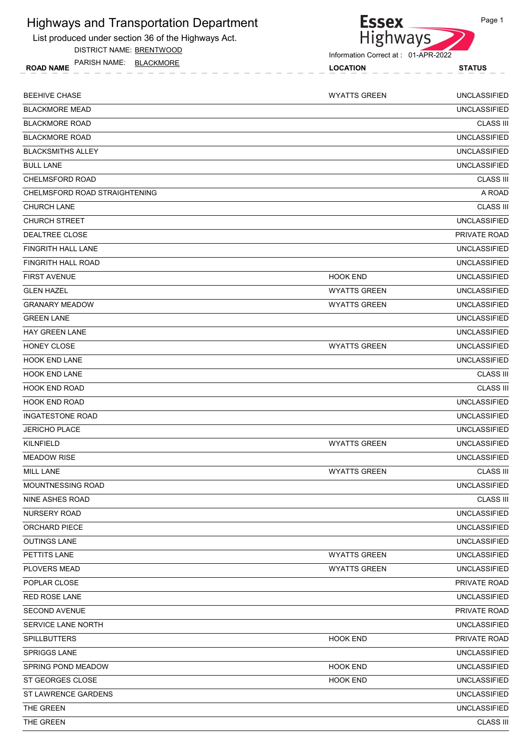# Highways and Transportation Department

List produced under section 36 of the Highways Act.

DISTRICT NAME: BRENTWOOD

PARISH NAME: BLACKMORE

Information Correct at : 01-APR-2022

| ROAD NAME | LOCATION | STATUS |
|---|---|---|
| BEEHIVE CHASE | WYATTS GREEN | UNCLASSIFIED |
| BLACKMORE MEAD | | UNCLASSIFIED |
| BLACKMORE ROAD | | CLASS III |
| BLACKMORE ROAD | | UNCLASSIFIED |
| BLACKSMITHS ALLEY | | UNCLASSIFIED |
| BULL LANE | | UNCLASSIFIED |
| CHELMSFORD ROAD | | CLASS III |
| CHELMSFORD ROAD STRAIGHTENING | | A ROAD |
| CHURCH LANE | | CLASS III |
| CHURCH STREET | | UNCLASSIFIED |
| DEALTREE CLOSE | | PRIVATE ROAD |
| FINGRITH HALL LANE | | UNCLASSIFIED |
| FINGRITH HALL ROAD | | UNCLASSIFIED |
| FIRST AVENUE | HOOK END | UNCLASSIFIED |
| GLEN HAZEL | WYATTS GREEN | UNCLASSIFIED |
| GRANARY MEADOW | WYATTS GREEN | UNCLASSIFIED |
| GREEN LANE | | UNCLASSIFIED |
| HAY GREEN LANE | | UNCLASSIFIED |
| HONEY CLOSE | WYATTS GREEN | UNCLASSIFIED |
| HOOK END LANE | | UNCLASSIFIED |
| HOOK END LANE | | CLASS III |
| HOOK END ROAD | | CLASS III |
| HOOK END ROAD | | UNCLASSIFIED |
| INGATESTONE ROAD | | UNCLASSIFIED |
| JERICHO PLACE | | UNCLASSIFIED |
| KILNFIELD | WYATTS GREEN | UNCLASSIFIED |
| MEADOW RISE | | UNCLASSIFIED |
| MILL LANE | WYATTS GREEN | CLASS III |
| MOUNTNESSING ROAD | | UNCLASSIFIED |
| NINE ASHES ROAD | | CLASS III |
| NURSERY ROAD | | UNCLASSIFIED |
| ORCHARD PIECE | | UNCLASSIFIED |
| OUTINGS LANE | | UNCLASSIFIED |
| PETTITS LANE | WYATTS GREEN | UNCLASSIFIED |
| PLOVERS MEAD | WYATTS GREEN | UNCLASSIFIED |
| POPLAR CLOSE | | PRIVATE ROAD |
| RED ROSE LANE | | UNCLASSIFIED |
| SECOND AVENUE | | PRIVATE ROAD |
| SERVICE LANE NORTH | | UNCLASSIFIED |
| SPILLBUTTERS | HOOK END | PRIVATE ROAD |
| SPRIGGS LANE | | UNCLASSIFIED |
| SPRING POND MEADOW | HOOK END | UNCLASSIFIED |
| ST GEORGES CLOSE | HOOK END | UNCLASSIFIED |
| ST LAWRENCE GARDENS | | UNCLASSIFIED |
| THE GREEN | | UNCLASSIFIED |
| THE GREEN | | CLASS III |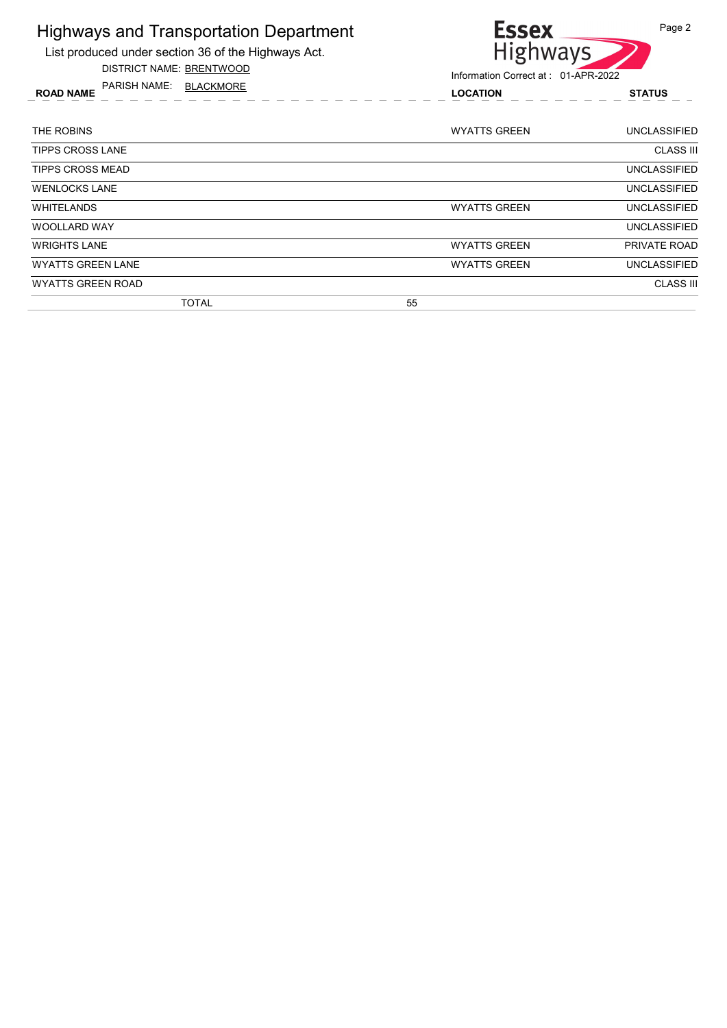# Highways and Transportation Department

List produced under section 36 of the Highways Act.

DISTRICT NAME: BRENTWOOD

PARISH NAME: BLACKMORE

Information Correct at : 01-APR-2022

| ROAD NAME | LOCATION | STATUS |
|---|---|---|
| THE ROBINS | WYATTS GREEN | UNCLASSIFIED |
| TIPPS CROSS LANE | | CLASS III |
| TIPPS CROSS MEAD | | UNCLASSIFIED |
| WENLOCKS LANE | | UNCLASSIFIED |
| WHITELANDS | WYATTS GREEN | UNCLASSIFIED |
| WOOLLARD WAY | | UNCLASSIFIED |
| WRIGHTS LANE | WYATTS GREEN | PRIVATE ROAD |
| WYATTS GREEN LANE | WYATTS GREEN | UNCLASSIFIED |
| WYATTS GREEN ROAD | | CLASS III |
| TOTAL 55 | | |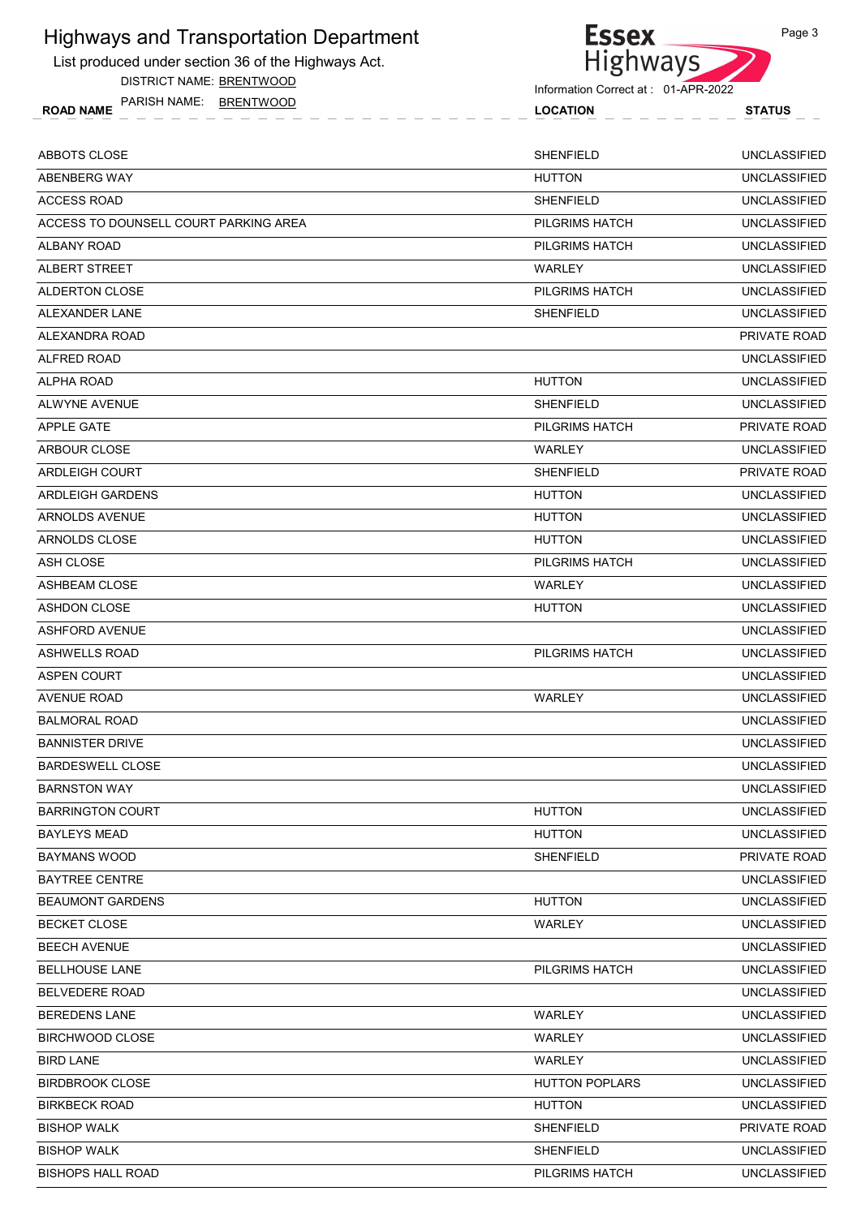# Highways and Transportation Department

List produced under section 36 of the Highways Act.

DISTRICT NAME: BRENTWOOD

PARISH NAME: BRENTWOOD

Information Correct at : 01-APR-2022

| ROAD NAME | LOCATION | STATUS |
|---|---|---|
| ABBOTS CLOSE | SHENFIELD | UNCLASSIFIED |
| ABENBERG WAY | HUTTON | UNCLASSIFIED |
| ACCESS ROAD | SHENFIELD | UNCLASSIFIED |
| ACCESS TO DOUNSELL COURT PARKING AREA | PILGRIMS HATCH | UNCLASSIFIED |
| ALBANY ROAD | PILGRIMS HATCH | UNCLASSIFIED |
| ALBERT STREET | WARLEY | UNCLASSIFIED |
| ALDERTON CLOSE | PILGRIMS HATCH | UNCLASSIFIED |
| ALEXANDER LANE | SHENFIELD | UNCLASSIFIED |
| ALEXANDRA ROAD | | PRIVATE ROAD |
| ALFRED ROAD | | UNCLASSIFIED |
| ALPHA ROAD | HUTTON | UNCLASSIFIED |
| ALWYNE AVENUE | SHENFIELD | UNCLASSIFIED |
| APPLE GATE | PILGRIMS HATCH | PRIVATE ROAD |
| ARBOUR CLOSE | WARLEY | UNCLASSIFIED |
| ARDLEIGH COURT | SHENFIELD | PRIVATE ROAD |
| ARDLEIGH GARDENS | HUTTON | UNCLASSIFIED |
| ARNOLDS AVENUE | HUTTON | UNCLASSIFIED |
| ARNOLDS CLOSE | HUTTON | UNCLASSIFIED |
| ASH CLOSE | PILGRIMS HATCH | UNCLASSIFIED |
| ASHBEAM CLOSE | WARLEY | UNCLASSIFIED |
| ASHDON CLOSE | HUTTON | UNCLASSIFIED |
| ASHFORD AVENUE | | UNCLASSIFIED |
| ASHWELLS ROAD | PILGRIMS HATCH | UNCLASSIFIED |
| ASPEN COURT | | UNCLASSIFIED |
| AVENUE ROAD | WARLEY | UNCLASSIFIED |
| BALMORAL ROAD | | UNCLASSIFIED |
| BANNISTER DRIVE | | UNCLASSIFIED |
| BARDESWELL CLOSE | | UNCLASSIFIED |
| BARNSTON WAY | | UNCLASSIFIED |
| BARRINGTON COURT | HUTTON | UNCLASSIFIED |
| BAYLEYS MEAD | HUTTON | UNCLASSIFIED |
| BAYMANS WOOD | SHENFIELD | PRIVATE ROAD |
| BAYTREE CENTRE | | UNCLASSIFIED |
| BEAUMONT GARDENS | HUTTON | UNCLASSIFIED |
| BECKET CLOSE | WARLEY | UNCLASSIFIED |
| BEECH AVENUE | | UNCLASSIFIED |
| BELLHOUSE LANE | PILGRIMS HATCH | UNCLASSIFIED |
| BELVEDERE ROAD | | UNCLASSIFIED |
| BEREDENS LANE | WARLEY | UNCLASSIFIED |
| BIRCHWOOD CLOSE | WARLEY | UNCLASSIFIED |
| BIRD LANE | WARLEY | UNCLASSIFIED |
| BIRDBROOK CLOSE | HUTTON POPLARS | UNCLASSIFIED |
| BIRKBECK ROAD | HUTTON | UNCLASSIFIED |
| BISHOP WALK | SHENFIELD | PRIVATE ROAD |
| BISHOP WALK | SHENFIELD | UNCLASSIFIED |
| BISHOPS HALL ROAD | PILGRIMS HATCH | UNCLASSIFIED |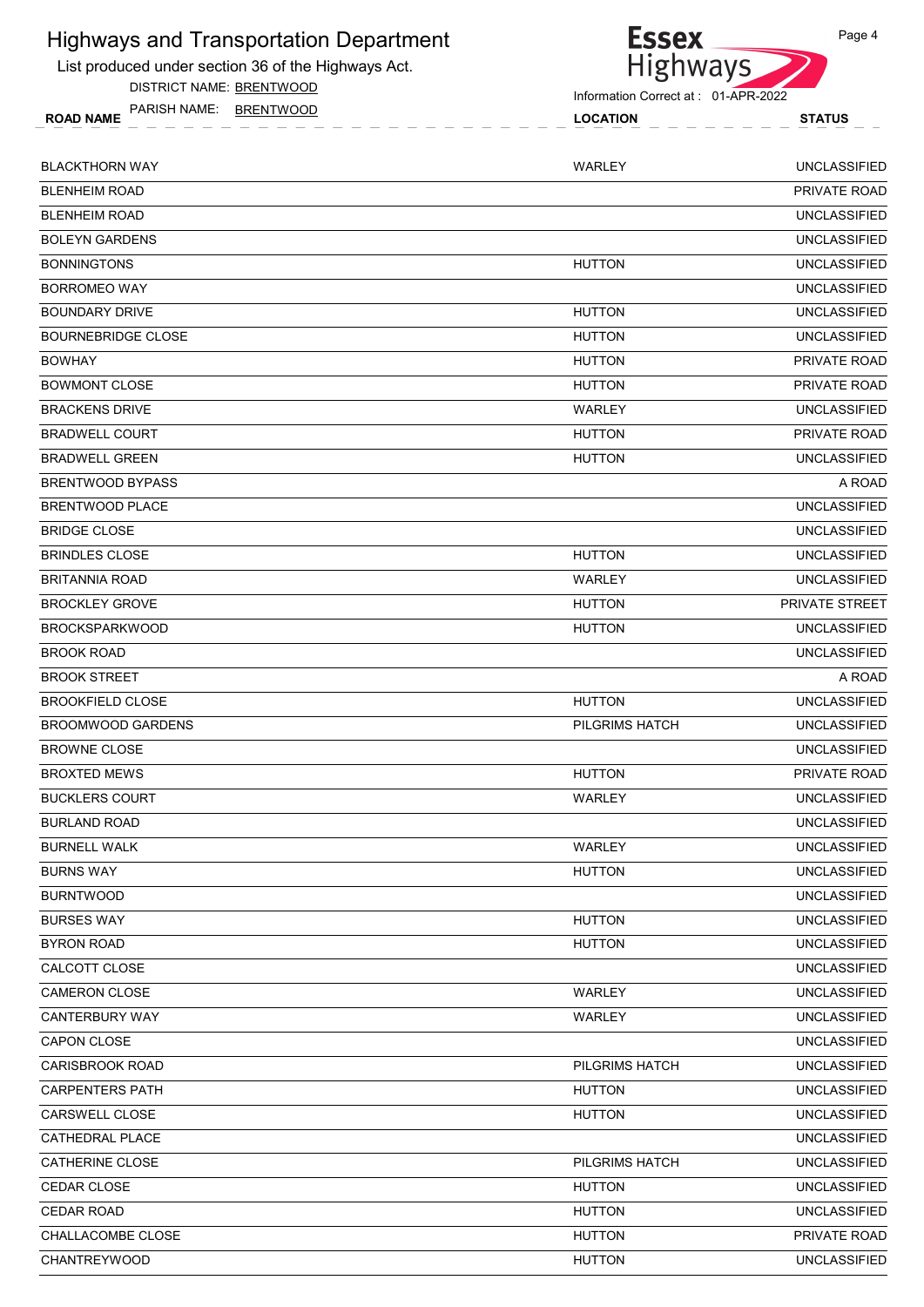# Highways and Transportation Department

List produced under section 36 of the Highways Act.

DISTRICT NAME: BRENTWOOD

PARISH NAME: BRENTWOOD

Information Correct at : 01-APR-2022

| ROAD NAME | LOCATION | STATUS |
|---|---|---|
| BLACKTHORN WAY | WARLEY | UNCLASSIFIED |
| BLENHEIM ROAD | | PRIVATE ROAD |
| BLENHEIM ROAD | | UNCLASSIFIED |
| BOLEYN GARDENS | | UNCLASSIFIED |
| BONNINGTONS | HUTTON | UNCLASSIFIED |
| BORROMEO WAY | | UNCLASSIFIED |
| BOUNDARY DRIVE | HUTTON | UNCLASSIFIED |
| BOURNEBRIDGE CLOSE | HUTTON | UNCLASSIFIED |
| BOWHAY | HUTTON | PRIVATE ROAD |
| BOWMONT CLOSE | HUTTON | PRIVATE ROAD |
| BRACKENS DRIVE | WARLEY | UNCLASSIFIED |
| BRADWELL COURT | HUTTON | PRIVATE ROAD |
| BRADWELL GREEN | HUTTON | UNCLASSIFIED |
| BRENTWOOD BYPASS | | A ROAD |
| BRENTWOOD PLACE | | UNCLASSIFIED |
| BRIDGE CLOSE | | UNCLASSIFIED |
| BRINDLES CLOSE | HUTTON | UNCLASSIFIED |
| BRITANNIA ROAD | WARLEY | UNCLASSIFIED |
| BROCKLEY GROVE | HUTTON | PRIVATE STREET |
| BROCKSPARKWOOD | HUTTON | UNCLASSIFIED |
| BROOK ROAD | | UNCLASSIFIED |
| BROOK STREET | | A ROAD |
| BROOKFIELD CLOSE | HUTTON | UNCLASSIFIED |
| BROOMWOOD GARDENS | PILGRIMS HATCH | UNCLASSIFIED |
| BROWNE CLOSE | | UNCLASSIFIED |
| BROXTED MEWS | HUTTON | PRIVATE ROAD |
| BUCKLERS COURT | WARLEY | UNCLASSIFIED |
| BURLAND ROAD | | UNCLASSIFIED |
| BURNELL WALK | WARLEY | UNCLASSIFIED |
| BURNS WAY | HUTTON | UNCLASSIFIED |
| BURNTWOOD | | UNCLASSIFIED |
| BURSES WAY | HUTTON | UNCLASSIFIED |
| BYRON ROAD | HUTTON | UNCLASSIFIED |
| CALCOTT CLOSE | | UNCLASSIFIED |
| CAMERON CLOSE | WARLEY | UNCLASSIFIED |
| CANTERBURY WAY | WARLEY | UNCLASSIFIED |
| CAPON CLOSE | | UNCLASSIFIED |
| CARISBROOK ROAD | PILGRIMS HATCH | UNCLASSIFIED |
| CARPENTERS PATH | HUTTON | UNCLASSIFIED |
| CARSWELL CLOSE | HUTTON | UNCLASSIFIED |
| CATHEDRAL PLACE | | UNCLASSIFIED |
| CATHERINE CLOSE | PILGRIMS HATCH | UNCLASSIFIED |
| CEDAR CLOSE | HUTTON | UNCLASSIFIED |
| CEDAR ROAD | HUTTON | UNCLASSIFIED |
| CHALLACOMBE CLOSE | HUTTON | PRIVATE ROAD |
| CHANTREYWOOD | HUTTON | UNCLASSIFIED |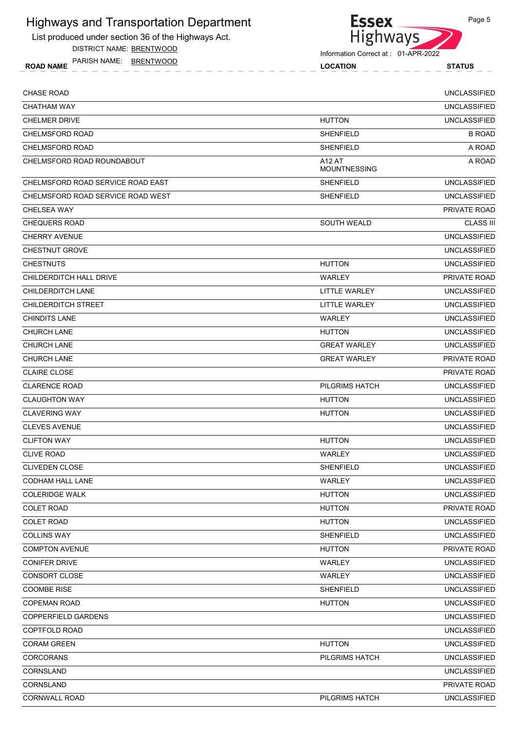# Highways and Transportation Department

List produced under section 36 of the Highways Act.

DISTRICT NAME: BRENTWOOD

PARISH NAME: BRENTWOOD

Information Correct at : 01-APR-2022

| ROAD NAME | LOCATION | STATUS |
|---|---|---|
| CHASE ROAD | | UNCLASSIFIED |
| CHATHAM WAY | | UNCLASSIFIED |
| CHELMER DRIVE | HUTTON | UNCLASSIFIED |
| CHELMSFORD ROAD | SHENFIELD | B ROAD |
| CHELMSFORD ROAD | SHENFIELD | A ROAD |
| CHELMSFORD ROAD ROUNDABOUT | A12 AT MOUNTNESSING | A ROAD |
| CHELMSFORD ROAD SERVICE ROAD EAST | SHENFIELD | UNCLASSIFIED |
| CHELMSFORD ROAD SERVICE ROAD WEST | SHENFIELD | UNCLASSIFIED |
| CHELSEA WAY | | PRIVATE ROAD |
| CHEQUERS ROAD | SOUTH WEALD | CLASS III |
| CHERRY AVENUE | | UNCLASSIFIED |
| CHESTNUT GROVE | | UNCLASSIFIED |
| CHESTNUTS | HUTTON | UNCLASSIFIED |
| CHILDERDITCH HALL DRIVE | WARLEY | PRIVATE ROAD |
| CHILDERDITCH LANE | LITTLE WARLEY | UNCLASSIFIED |
| CHILDERDITCH STREET | LITTLE WARLEY | UNCLASSIFIED |
| CHINDITS LANE | WARLEY | UNCLASSIFIED |
| CHURCH LANE | HUTTON | UNCLASSIFIED |
| CHURCH LANE | GREAT WARLEY | UNCLASSIFIED |
| CHURCH LANE | GREAT WARLEY | PRIVATE ROAD |
| CLAIRE CLOSE | | PRIVATE ROAD |
| CLARENCE ROAD | PILGRIMS HATCH | UNCLASSIFIED |
| CLAUGHTON WAY | HUTTON | UNCLASSIFIED |
| CLAVERING WAY | HUTTON | UNCLASSIFIED |
| CLEVES AVENUE | | UNCLASSIFIED |
| CLIFTON WAY | HUTTON | UNCLASSIFIED |
| CLIVE ROAD | WARLEY | UNCLASSIFIED |
| CLIVEDEN CLOSE | SHENFIELD | UNCLASSIFIED |
| CODHAM HALL LANE | WARLEY | UNCLASSIFIED |
| COLERIDGE WALK | HUTTON | UNCLASSIFIED |
| COLET ROAD | HUTTON | PRIVATE ROAD |
| COLET ROAD | HUTTON | UNCLASSIFIED |
| COLLINS WAY | SHENFIELD | UNCLASSIFIED |
| COMPTON AVENUE | HUTTON | PRIVATE ROAD |
| CONIFER DRIVE | WARLEY | UNCLASSIFIED |
| CONSORT CLOSE | WARLEY | UNCLASSIFIED |
| COOMBE RISE | SHENFIELD | UNCLASSIFIED |
| COPEMAN ROAD | HUTTON | UNCLASSIFIED |
| COPPERFIELD GARDENS | | UNCLASSIFIED |
| COPTFOLD ROAD | | UNCLASSIFIED |
| CORAM GREEN | HUTTON | UNCLASSIFIED |
| CORCORANS | PILGRIMS HATCH | UNCLASSIFIED |
| CORNSLAND | | UNCLASSIFIED |
| CORNSLAND | | PRIVATE ROAD |
| CORNWALL ROAD | PILGRIMS HATCH | UNCLASSIFIED |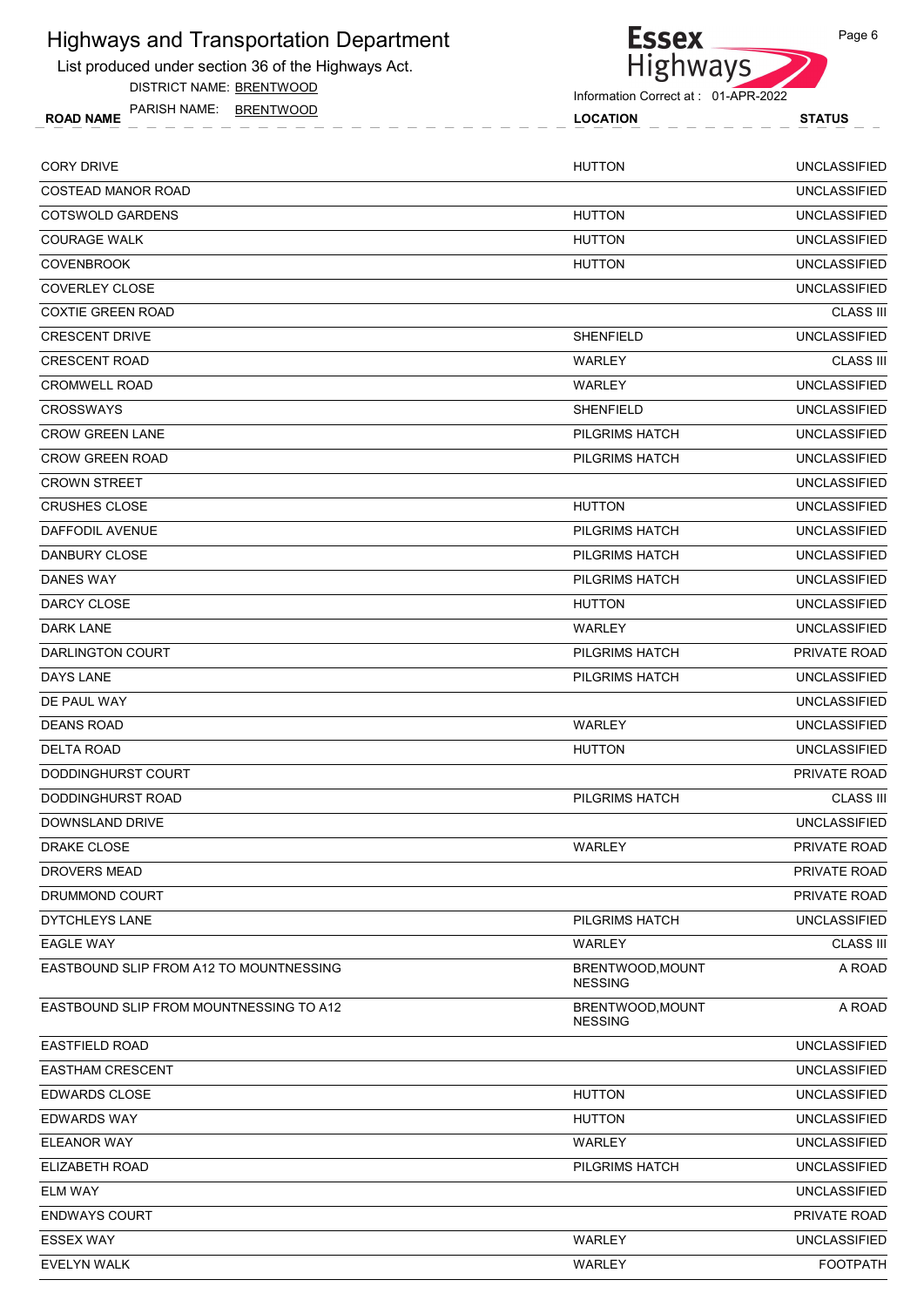# Highways and Transportation Department

List produced under section 36 of the Highways Act.

DISTRICT NAME: BRENTWOOD

PARISH NAME: BRENTWOOD

Information Correct at : 01-APR-2022

| ROAD NAME | LOCATION | STATUS |
|---|---|---|
| CORY DRIVE | HUTTON | UNCLASSIFIED |
| COSTEAD MANOR ROAD | | UNCLASSIFIED |
| COTSWOLD GARDENS | HUTTON | UNCLASSIFIED |
| COURAGE WALK | HUTTON | UNCLASSIFIED |
| COVENBROOK | HUTTON | UNCLASSIFIED |
| COVERLEY CLOSE | | UNCLASSIFIED |
| COXTIE GREEN ROAD | | CLASS III |
| CRESCENT DRIVE | SHENFIELD | UNCLASSIFIED |
| CRESCENT ROAD | WARLEY | CLASS III |
| CROMWELL ROAD | WARLEY | UNCLASSIFIED |
| CROSSWAYS | SHENFIELD | UNCLASSIFIED |
| CROW GREEN LANE | PILGRIMS HATCH | UNCLASSIFIED |
| CROW GREEN ROAD | PILGRIMS HATCH | UNCLASSIFIED |
| CROWN STREET | | UNCLASSIFIED |
| CRUSHES CLOSE | HUTTON | UNCLASSIFIED |
| DAFFODIL AVENUE | PILGRIMS HATCH | UNCLASSIFIED |
| DANBURY CLOSE | PILGRIMS HATCH | UNCLASSIFIED |
| DANES WAY | PILGRIMS HATCH | UNCLASSIFIED |
| DARCY CLOSE | HUTTON | UNCLASSIFIED |
| DARK LANE | WARLEY | UNCLASSIFIED |
| DARLINGTON COURT | PILGRIMS HATCH | PRIVATE ROAD |
| DAYS LANE | PILGRIMS HATCH | UNCLASSIFIED |
| DE PAUL WAY | | UNCLASSIFIED |
| DEANS ROAD | WARLEY | UNCLASSIFIED |
| DELTA ROAD | HUTTON | UNCLASSIFIED |
| DODDINGHURST COURT | | PRIVATE ROAD |
| DODDINGHURST ROAD | PILGRIMS HATCH | CLASS III |
| DOWNSLAND DRIVE | | UNCLASSIFIED |
| DRAKE CLOSE | WARLEY | PRIVATE ROAD |
| DROVERS MEAD | | PRIVATE ROAD |
| DRUMMOND COURT | | PRIVATE ROAD |
| DYTCHLEYS LANE | PILGRIMS HATCH | UNCLASSIFIED |
| EAGLE WAY | WARLEY | CLASS III |
| EASTBOUND SLIP FROM A12 TO MOUNTNESSING | BRENTWOOD,MOUNT NESSING | A ROAD |
| EASTBOUND SLIP FROM MOUNTNESSING TO A12 | BRENTWOOD,MOUNT NESSING | A ROAD |
| EASTFIELD ROAD | | UNCLASSIFIED |
| EASTHAM CRESCENT | | UNCLASSIFIED |
| EDWARDS CLOSE | HUTTON | UNCLASSIFIED |
| EDWARDS WAY | HUTTON | UNCLASSIFIED |
| ELEANOR WAY | WARLEY | UNCLASSIFIED |
| ELIZABETH ROAD | PILGRIMS HATCH | UNCLASSIFIED |
| ELM WAY | | UNCLASSIFIED |
| ENDWAYS COURT | | PRIVATE ROAD |
| ESSEX WAY | WARLEY | UNCLASSIFIED |
| EVELYN WALK | WARLEY | FOOTPATH |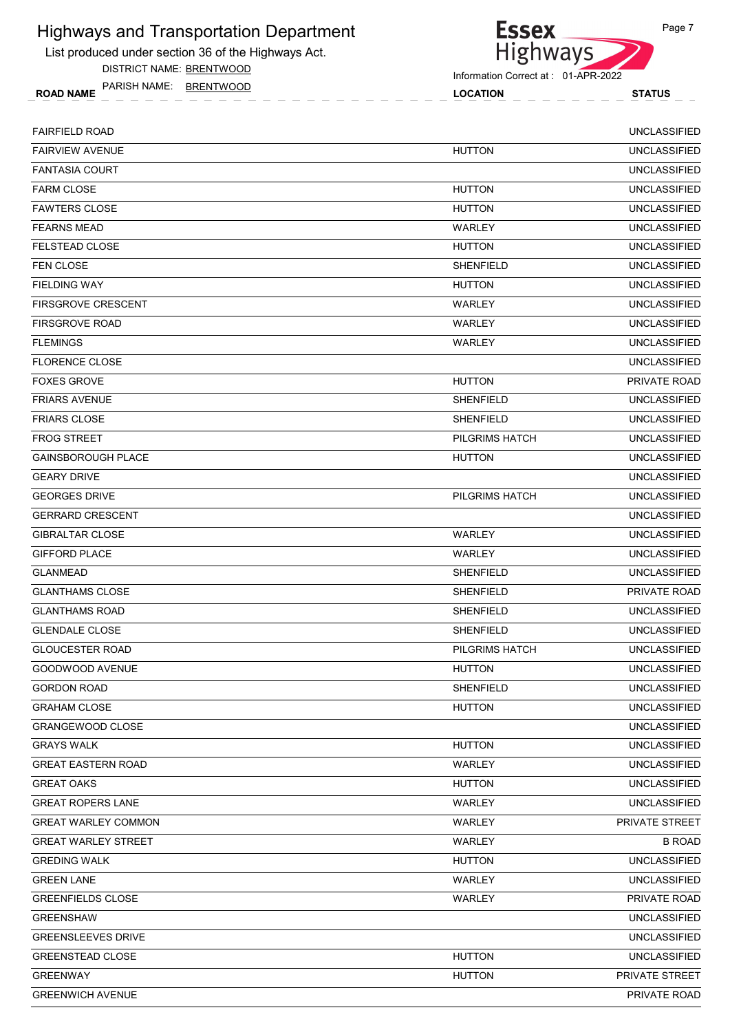# Highways and Transportation Department

List produced under section 36 of the Highways Act.

DISTRICT NAME: BRENTWOOD

PARISH NAME: BRENTWOOD

Information Correct at : 01-APR-2022

| ROAD NAME | LOCATION | STATUS |
|---|---|---|
| FAIRFIELD ROAD | | UNCLASSIFIED |
| FAIRVIEW AVENUE | HUTTON | UNCLASSIFIED |
| FANTASIA COURT | | UNCLASSIFIED |
| FARM CLOSE | HUTTON | UNCLASSIFIED |
| FAWTERS CLOSE | HUTTON | UNCLASSIFIED |
| FEARNS MEAD | WARLEY | UNCLASSIFIED |
| FELSTEAD CLOSE | HUTTON | UNCLASSIFIED |
| FEN CLOSE | SHENFIELD | UNCLASSIFIED |
| FIELDING WAY | HUTTON | UNCLASSIFIED |
| FIRSGROVE CRESCENT | WARLEY | UNCLASSIFIED |
| FIRSGROVE ROAD | WARLEY | UNCLASSIFIED |
| FLEMINGS | WARLEY | UNCLASSIFIED |
| FLORENCE CLOSE | | UNCLASSIFIED |
| FOXES GROVE | HUTTON | PRIVATE ROAD |
| FRIARS AVENUE | SHENFIELD | UNCLASSIFIED |
| FRIARS CLOSE | SHENFIELD | UNCLASSIFIED |
| FROG STREET | PILGRIMS HATCH | UNCLASSIFIED |
| GAINSBOROUGH PLACE | HUTTON | UNCLASSIFIED |
| GEARY DRIVE | | UNCLASSIFIED |
| GEORGES DRIVE | PILGRIMS HATCH | UNCLASSIFIED |
| GERRARD CRESCENT | | UNCLASSIFIED |
| GIBRALTAR CLOSE | WARLEY | UNCLASSIFIED |
| GIFFORD PLACE | WARLEY | UNCLASSIFIED |
| GLANMEAD | SHENFIELD | UNCLASSIFIED |
| GLANTHAMS CLOSE | SHENFIELD | PRIVATE ROAD |
| GLANTHAMS ROAD | SHENFIELD | UNCLASSIFIED |
| GLENDALE CLOSE | SHENFIELD | UNCLASSIFIED |
| GLOUCESTER ROAD | PILGRIMS HATCH | UNCLASSIFIED |
| GOODWOOD AVENUE | HUTTON | UNCLASSIFIED |
| GORDON ROAD | SHENFIELD | UNCLASSIFIED |
| GRAHAM CLOSE | HUTTON | UNCLASSIFIED |
| GRANGEWOOD CLOSE | | UNCLASSIFIED |
| GRAYS WALK | HUTTON | UNCLASSIFIED |
| GREAT EASTERN ROAD | WARLEY | UNCLASSIFIED |
| GREAT OAKS | HUTTON | UNCLASSIFIED |
| GREAT ROPERS LANE | WARLEY | UNCLASSIFIED |
| GREAT WARLEY COMMON | WARLEY | PRIVATE STREET |
| GREAT WARLEY STREET | WARLEY | B ROAD |
| GREDING WALK | HUTTON | UNCLASSIFIED |
| GREEN LANE | WARLEY | UNCLASSIFIED |
| GREENFIELDS CLOSE | WARLEY | PRIVATE ROAD |
| GREENSHAW | | UNCLASSIFIED |
| GREENSLEEVES DRIVE | | UNCLASSIFIED |
| GREENSTEAD CLOSE | HUTTON | UNCLASSIFIED |
| GREENWAY | HUTTON | PRIVATE STREET |
| GREENWICH AVENUE | | PRIVATE ROAD |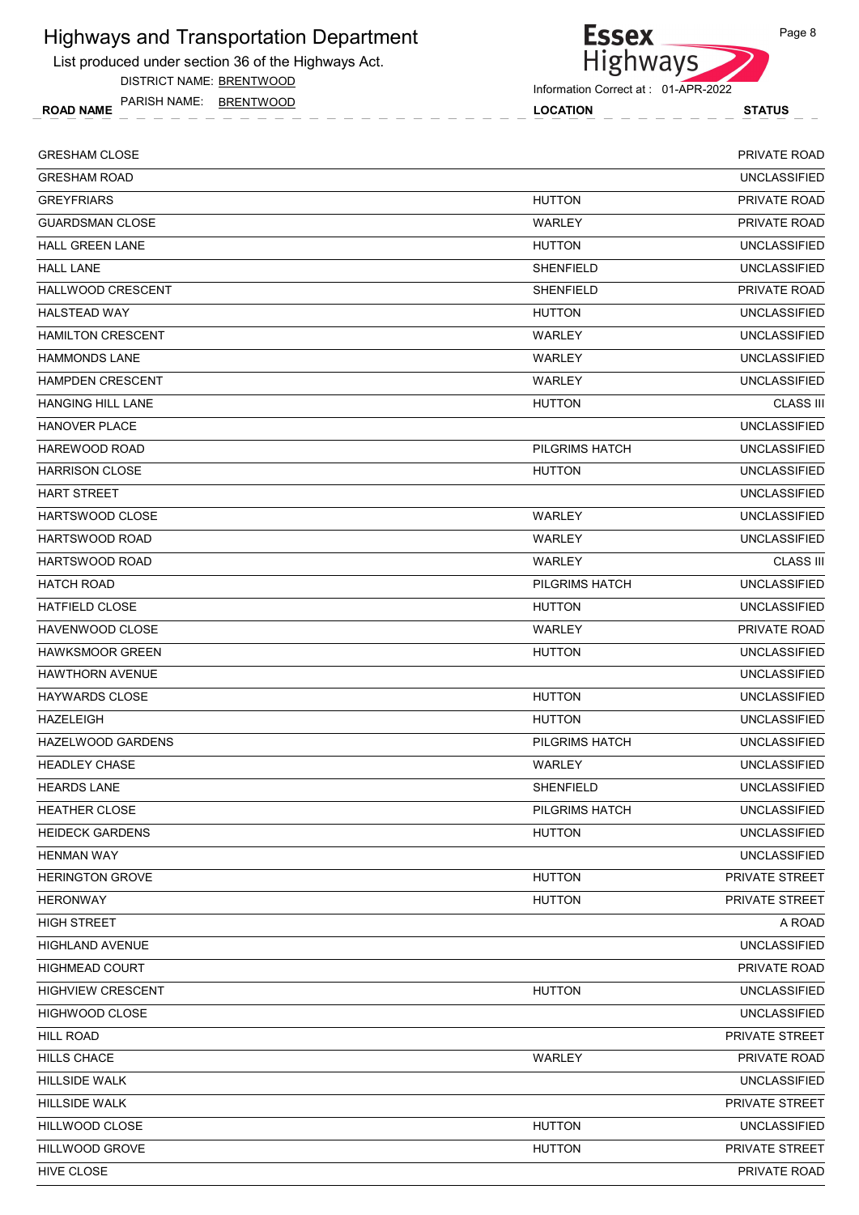# Highways and Transportation Department

List produced under section 36 of the Highways Act.

DISTRICT NAME: BRENTWOOD

PARISH NAME: BRENTWOOD

Information Correct at : 01-APR-2022

| ROAD NAME | LOCATION | STATUS |
|---|---|---|
| GRESHAM CLOSE | | PRIVATE ROAD |
| GRESHAM ROAD | | UNCLASSIFIED |
| GREYFRIARS | HUTTON | PRIVATE ROAD |
| GUARDSMAN CLOSE | WARLEY | PRIVATE ROAD |
| HALL GREEN LANE | HUTTON | UNCLASSIFIED |
| HALL LANE | SHENFIELD | UNCLASSIFIED |
| HALLWOOD CRESCENT | SHENFIELD | PRIVATE ROAD |
| HALSTEAD WAY | HUTTON | UNCLASSIFIED |
| HAMILTON CRESCENT | WARLEY | UNCLASSIFIED |
| HAMMONDS LANE | WARLEY | UNCLASSIFIED |
| HAMPDEN CRESCENT | WARLEY | UNCLASSIFIED |
| HANGING HILL LANE | HUTTON | CLASS III |
| HANOVER PLACE | | UNCLASSIFIED |
| HAREWOOD ROAD | PILGRIMS HATCH | UNCLASSIFIED |
| HARRISON CLOSE | HUTTON | UNCLASSIFIED |
| HART STREET | | UNCLASSIFIED |
| HARTSWOOD CLOSE | WARLEY | UNCLASSIFIED |
| HARTSWOOD ROAD | WARLEY | UNCLASSIFIED |
| HARTSWOOD ROAD | WARLEY | CLASS III |
| HATCH ROAD | PILGRIMS HATCH | UNCLASSIFIED |
| HATFIELD CLOSE | HUTTON | UNCLASSIFIED |
| HAVENWOOD CLOSE | WARLEY | PRIVATE ROAD |
| HAWKSMOOR GREEN | HUTTON | UNCLASSIFIED |
| HAWTHORN AVENUE | | UNCLASSIFIED |
| HAYWARDS CLOSE | HUTTON | UNCLASSIFIED |
| HAZELEIGH | HUTTON | UNCLASSIFIED |
| HAZELWOOD GARDENS | PILGRIMS HATCH | UNCLASSIFIED |
| HEADLEY CHASE | WARLEY | UNCLASSIFIED |
| HEARDS LANE | SHENFIELD | UNCLASSIFIED |
| HEATHER CLOSE | PILGRIMS HATCH | UNCLASSIFIED |
| HEIDECK GARDENS | HUTTON | UNCLASSIFIED |
| HENMAN WAY | | UNCLASSIFIED |
| HERINGTON GROVE | HUTTON | PRIVATE STREET |
| HERONWAY | HUTTON | PRIVATE STREET |
| HIGH STREET | | A ROAD |
| HIGHLAND AVENUE | | UNCLASSIFIED |
| HIGHMEAD COURT | | PRIVATE ROAD |
| HIGHVIEW CRESCENT | HUTTON | UNCLASSIFIED |
| HIGHWOOD CLOSE | | UNCLASSIFIED |
| HILL ROAD | | PRIVATE STREET |
| HILLS CHACE | WARLEY | PRIVATE ROAD |
| HILLSIDE WALK | | UNCLASSIFIED |
| HILLSIDE WALK | | PRIVATE STREET |
| HILLWOOD CLOSE | HUTTON | UNCLASSIFIED |
| HILLWOOD GROVE | HUTTON | PRIVATE STREET |
| HIVE CLOSE | | PRIVATE ROAD |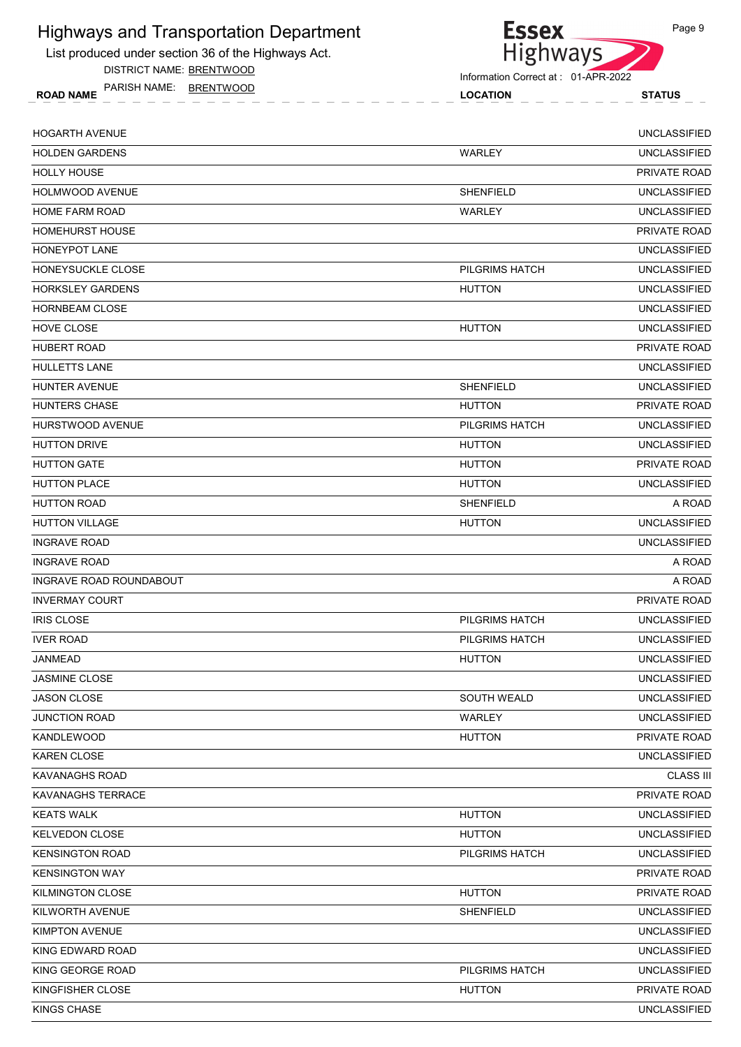# Highways and Transportation Department

List produced under section 36 of the Highways Act.

DISTRICT NAME: BRENTWOOD

PARISH NAME: BRENTWOOD

Information Correct at : 01-APR-2022

| ROAD NAME | LOCATION | STATUS |
|---|---|---|
| HOGARTH AVENUE | | UNCLASSIFIED |
| HOLDEN GARDENS | WARLEY | UNCLASSIFIED |
| HOLLY HOUSE | | PRIVATE ROAD |
| HOLMWOOD AVENUE | SHENFIELD | UNCLASSIFIED |
| HOME FARM ROAD | WARLEY | UNCLASSIFIED |
| HOMEHURST HOUSE | | PRIVATE ROAD |
| HONEYPOT LANE | | UNCLASSIFIED |
| HONEYSUCKLE CLOSE | PILGRIMS HATCH | UNCLASSIFIED |
| HORKSLEY GARDENS | HUTTON | UNCLASSIFIED |
| HORNBEAM CLOSE | | UNCLASSIFIED |
| HOVE CLOSE | HUTTON | UNCLASSIFIED |
| HUBERT ROAD | | PRIVATE ROAD |
| HULLETTS LANE | | UNCLASSIFIED |
| HUNTER AVENUE | SHENFIELD | UNCLASSIFIED |
| HUNTERS CHASE | HUTTON | PRIVATE ROAD |
| HURSTWOOD AVENUE | PILGRIMS HATCH | UNCLASSIFIED |
| HUTTON DRIVE | HUTTON | UNCLASSIFIED |
| HUTTON GATE | HUTTON | PRIVATE ROAD |
| HUTTON PLACE | HUTTON | UNCLASSIFIED |
| HUTTON ROAD | SHENFIELD | A ROAD |
| HUTTON VILLAGE | HUTTON | UNCLASSIFIED |
| INGRAVE ROAD | | UNCLASSIFIED |
| INGRAVE ROAD | | A ROAD |
| INGRAVE ROAD ROUNDABOUT | | A ROAD |
| INVERMAY COURT | | PRIVATE ROAD |
| IRIS CLOSE | PILGRIMS HATCH | UNCLASSIFIED |
| IVER ROAD | PILGRIMS HATCH | UNCLASSIFIED |
| JANMEAD | HUTTON | UNCLASSIFIED |
| JASMINE CLOSE | | UNCLASSIFIED |
| JASON CLOSE | SOUTH WEALD | UNCLASSIFIED |
| JUNCTION ROAD | WARLEY | UNCLASSIFIED |
| KANDLEWOOD | HUTTON | PRIVATE ROAD |
| KAREN CLOSE | | UNCLASSIFIED |
| KAVANAGHS ROAD | | CLASS III |
| KAVANAGHS TERRACE | | PRIVATE ROAD |
| KEATS WALK | HUTTON | UNCLASSIFIED |
| KELVEDON CLOSE | HUTTON | UNCLASSIFIED |
| KENSINGTON ROAD | PILGRIMS HATCH | UNCLASSIFIED |
| KENSINGTON WAY | | PRIVATE ROAD |
| KILMINGTON CLOSE | HUTTON | PRIVATE ROAD |
| KILWORTH AVENUE | SHENFIELD | UNCLASSIFIED |
| KIMPTON AVENUE | | UNCLASSIFIED |
| KING EDWARD ROAD | | UNCLASSIFIED |
| KING GEORGE ROAD | PILGRIMS HATCH | UNCLASSIFIED |
| KINGFISHER CLOSE | HUTTON | PRIVATE ROAD |
| KINGS CHASE | | UNCLASSIFIED |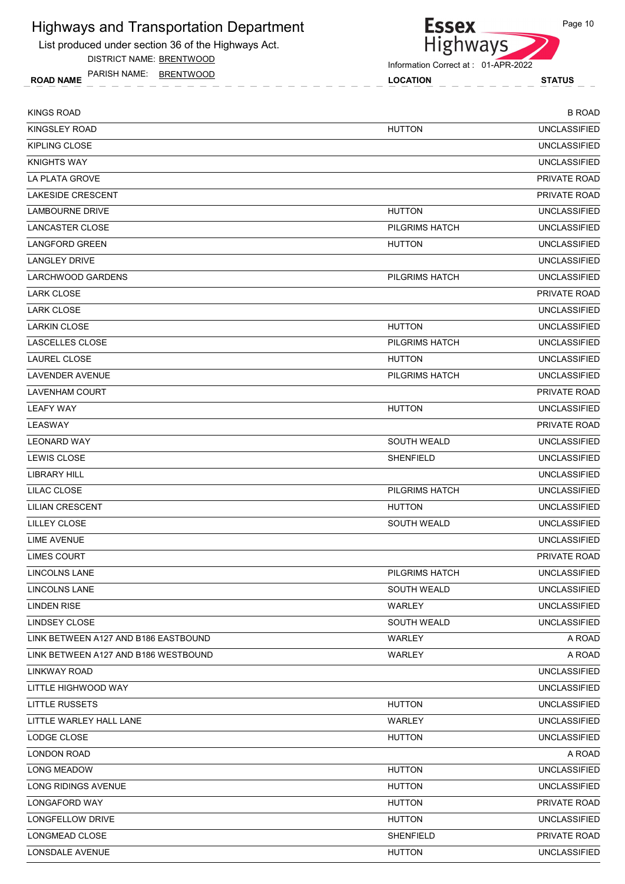# Highways and Transportation Department

List produced under section 36 of the Highways Act.

DISTRICT NAME: BRENTWOOD

PARISH NAME: BRENTWOOD

Information Correct at : 01-APR-2022

| ROAD NAME | LOCATION | STATUS |
|---|---|---|
| KINGS ROAD | | B ROAD |
| KINGSLEY ROAD | HUTTON | UNCLASSIFIED |
| KIPLING CLOSE | | UNCLASSIFIED |
| KNIGHTS WAY | | UNCLASSIFIED |
| LA PLATA GROVE | | PRIVATE ROAD |
| LAKESIDE CRESCENT | | PRIVATE ROAD |
| LAMBOURNE DRIVE | HUTTON | UNCLASSIFIED |
| LANCASTER CLOSE | PILGRIMS HATCH | UNCLASSIFIED |
| LANGFORD GREEN | HUTTON | UNCLASSIFIED |
| LANGLEY DRIVE | | UNCLASSIFIED |
| LARCHWOOD GARDENS | PILGRIMS HATCH | UNCLASSIFIED |
| LARK CLOSE | | PRIVATE ROAD |
| LARK CLOSE | | UNCLASSIFIED |
| LARKIN CLOSE | HUTTON | UNCLASSIFIED |
| LASCELLES CLOSE | PILGRIMS HATCH | UNCLASSIFIED |
| LAUREL CLOSE | HUTTON | UNCLASSIFIED |
| LAVENDER AVENUE | PILGRIMS HATCH | UNCLASSIFIED |
| LAVENHAM COURT | | PRIVATE ROAD |
| LEAFY WAY | HUTTON | UNCLASSIFIED |
| LEASWAY | | PRIVATE ROAD |
| LEONARD WAY | SOUTH WEALD | UNCLASSIFIED |
| LEWIS CLOSE | SHENFIELD | UNCLASSIFIED |
| LIBRARY HILL | | UNCLASSIFIED |
| LILAC CLOSE | PILGRIMS HATCH | UNCLASSIFIED |
| LILIAN CRESCENT | HUTTON | UNCLASSIFIED |
| LILLEY CLOSE | SOUTH WEALD | UNCLASSIFIED |
| LIME AVENUE | | UNCLASSIFIED |
| LIMES COURT | | PRIVATE ROAD |
| LINCOLNS LANE | PILGRIMS HATCH | UNCLASSIFIED |
| LINCOLNS LANE | SOUTH WEALD | UNCLASSIFIED |
| LINDEN RISE | WARLEY | UNCLASSIFIED |
| LINDSEY CLOSE | SOUTH WEALD | UNCLASSIFIED |
| LINK BETWEEN A127 AND B186 EASTBOUND | WARLEY | A ROAD |
| LINK BETWEEN A127 AND B186 WESTBOUND | WARLEY | A ROAD |
| LINKWAY ROAD | | UNCLASSIFIED |
| LITTLE HIGHWOOD WAY | | UNCLASSIFIED |
| LITTLE RUSSETS | HUTTON | UNCLASSIFIED |
| LITTLE WARLEY HALL LANE | WARLEY | UNCLASSIFIED |
| LODGE CLOSE | HUTTON | UNCLASSIFIED |
| LONDON ROAD | | A ROAD |
| LONG MEADOW | HUTTON | UNCLASSIFIED |
| LONG RIDINGS AVENUE | HUTTON | UNCLASSIFIED |
| LONGAFORD WAY | HUTTON | PRIVATE ROAD |
| LONGFELLOW DRIVE | HUTTON | UNCLASSIFIED |
| LONGMEAD CLOSE | SHENFIELD | PRIVATE ROAD |
| LONSDALE AVENUE | HUTTON | UNCLASSIFIED |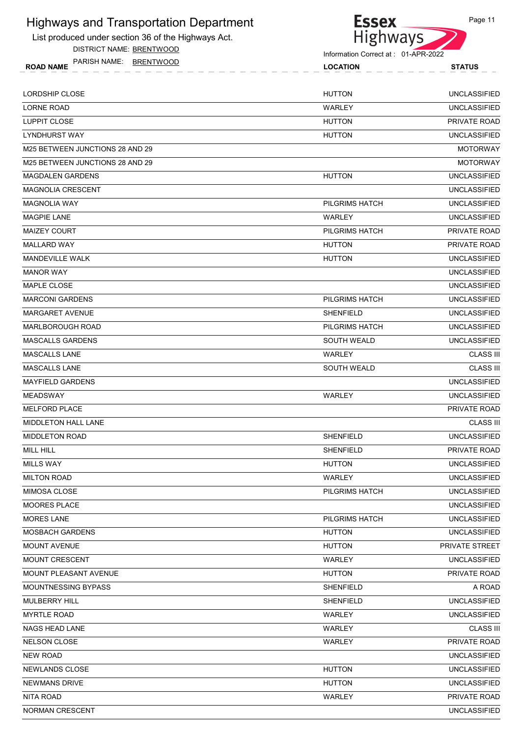# Highways and Transportation Department

List produced under section 36 of the Highways Act.

DISTRICT NAME: BRENTWOOD

PARISH NAME: BRENTWOOD

Information Correct at : 01-APR-2022

| ROAD NAME | LOCATION | STATUS |
|---|---|---|
| LORDSHIP CLOSE | HUTTON | UNCLASSIFIED |
| LORNE ROAD | WARLEY | UNCLASSIFIED |
| LUPPIT CLOSE | HUTTON | PRIVATE ROAD |
| LYNDHURST WAY | HUTTON | UNCLASSIFIED |
| M25 BETWEEN JUNCTIONS 28 AND 29 | | MOTORWAY |
| M25 BETWEEN JUNCTIONS 28 AND 29 | | MOTORWAY |
| MAGDALEN GARDENS | HUTTON | UNCLASSIFIED |
| MAGNOLIA CRESCENT | | UNCLASSIFIED |
| MAGNOLIA WAY | PILGRIMS HATCH | UNCLASSIFIED |
| MAGPIE LANE | WARLEY | UNCLASSIFIED |
| MAIZEY COURT | PILGRIMS HATCH | PRIVATE ROAD |
| MALLARD WAY | HUTTON | PRIVATE ROAD |
| MANDEVILLE WALK | HUTTON | UNCLASSIFIED |
| MANOR WAY | | UNCLASSIFIED |
| MAPLE CLOSE | | UNCLASSIFIED |
| MARCONI GARDENS | PILGRIMS HATCH | UNCLASSIFIED |
| MARGARET AVENUE | SHENFIELD | UNCLASSIFIED |
| MARLBOROUGH ROAD | PILGRIMS HATCH | UNCLASSIFIED |
| MASCALLS GARDENS | SOUTH WEALD | UNCLASSIFIED |
| MASCALLS LANE | WARLEY | CLASS III |
| MASCALLS LANE | SOUTH WEALD | CLASS III |
| MAYFIELD GARDENS | | UNCLASSIFIED |
| MEADSWAY | WARLEY | UNCLASSIFIED |
| MELFORD PLACE | | PRIVATE ROAD |
| MIDDLETON HALL LANE | | CLASS III |
| MIDDLETON ROAD | SHENFIELD | UNCLASSIFIED |
| MILL HILL | SHENFIELD | PRIVATE ROAD |
| MILLS WAY | HUTTON | UNCLASSIFIED |
| MILTON ROAD | WARLEY | UNCLASSIFIED |
| MIMOSA CLOSE | PILGRIMS HATCH | UNCLASSIFIED |
| MOORES PLACE | | UNCLASSIFIED |
| MORES LANE | PILGRIMS HATCH | UNCLASSIFIED |
| MOSBACH GARDENS | HUTTON | UNCLASSIFIED |
| MOUNT AVENUE | HUTTON | PRIVATE STREET |
| MOUNT CRESCENT | WARLEY | UNCLASSIFIED |
| MOUNT PLEASANT AVENUE | HUTTON | PRIVATE ROAD |
| MOUNTNESSING BYPASS | SHENFIELD | A ROAD |
| MULBERRY HILL | SHENFIELD | UNCLASSIFIED |
| MYRTLE ROAD | WARLEY | UNCLASSIFIED |
| NAGS HEAD LANE | WARLEY | CLASS III |
| NELSON CLOSE | WARLEY | PRIVATE ROAD |
| NEW ROAD | | UNCLASSIFIED |
| NEWLANDS CLOSE | HUTTON | UNCLASSIFIED |
| NEWMANS DRIVE | HUTTON | UNCLASSIFIED |
| NITA ROAD | WARLEY | PRIVATE ROAD |
| NORMAN CRESCENT | | UNCLASSIFIED |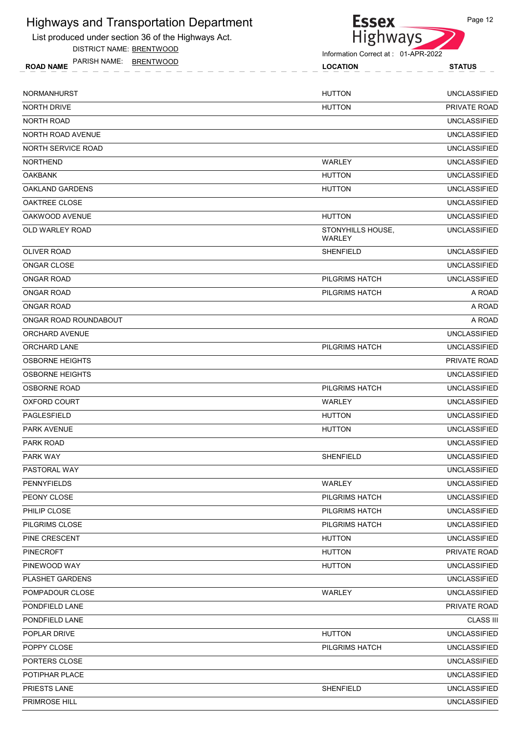# Highways and Transportation Department

List produced under section 36 of the Highways Act.

DISTRICT NAME: BRENTWOOD

PARISH NAME: BRENTWOOD

Essex Highways

Information Correct at : 01-APR-2022

| ROAD NAME | LOCATION | STATUS |
|---|---|---|
| NORMANHURST | HUTTON | UNCLASSIFIED |
| NORTH DRIVE | HUTTON | PRIVATE ROAD |
| NORTH ROAD | | UNCLASSIFIED |
| NORTH ROAD AVENUE | | UNCLASSIFIED |
| NORTH SERVICE ROAD | | UNCLASSIFIED |
| NORTHEND | WARLEY | UNCLASSIFIED |
| OAKBANK | HUTTON | UNCLASSIFIED |
| OAKLAND GARDENS | HUTTON | UNCLASSIFIED |
| OAKTREE CLOSE | | UNCLASSIFIED |
| OAKWOOD AVENUE | HUTTON | UNCLASSIFIED |
| OLD WARLEY ROAD | STONYHILLS HOUSE, WARLEY | UNCLASSIFIED |
| OLIVER ROAD | SHENFIELD | UNCLASSIFIED |
| ONGAR CLOSE | | UNCLASSIFIED |
| ONGAR ROAD | PILGRIMS HATCH | UNCLASSIFIED |
| ONGAR ROAD | PILGRIMS HATCH | A ROAD |
| ONGAR ROAD | | A ROAD |
| ONGAR ROAD ROUNDABOUT | | A ROAD |
| ORCHARD AVENUE | | UNCLASSIFIED |
| ORCHARD LANE | PILGRIMS HATCH | UNCLASSIFIED |
| OSBORNE HEIGHTS | | PRIVATE ROAD |
| OSBORNE HEIGHTS | | UNCLASSIFIED |
| OSBORNE ROAD | PILGRIMS HATCH | UNCLASSIFIED |
| OXFORD COURT | WARLEY | UNCLASSIFIED |
| PAGLESFIELD | HUTTON | UNCLASSIFIED |
| PARK AVENUE | HUTTON | UNCLASSIFIED |
| PARK ROAD | | UNCLASSIFIED |
| PARK WAY | SHENFIELD | UNCLASSIFIED |
| PASTORAL WAY | | UNCLASSIFIED |
| PENNYFIELDS | WARLEY | UNCLASSIFIED |
| PEONY CLOSE | PILGRIMS HATCH | UNCLASSIFIED |
| PHILIP CLOSE | PILGRIMS HATCH | UNCLASSIFIED |
| PILGRIMS CLOSE | PILGRIMS HATCH | UNCLASSIFIED |
| PINE CRESCENT | HUTTON | UNCLASSIFIED |
| PINECROFT | HUTTON | PRIVATE ROAD |
| PINEWOOD WAY | HUTTON | UNCLASSIFIED |
| PLASHET GARDENS | | UNCLASSIFIED |
| POMPADOUR CLOSE | WARLEY | UNCLASSIFIED |
| PONDFIELD LANE | | PRIVATE ROAD |
| PONDFIELD LANE | | CLASS III |
| POPLAR DRIVE | HUTTON | UNCLASSIFIED |
| POPPY CLOSE | PILGRIMS HATCH | UNCLASSIFIED |
| PORTERS CLOSE | | UNCLASSIFIED |
| POTIPHAR PLACE | | UNCLASSIFIED |
| PRIESTS LANE | SHENFIELD | UNCLASSIFIED |
| PRIMROSE HILL | | UNCLASSIFIED |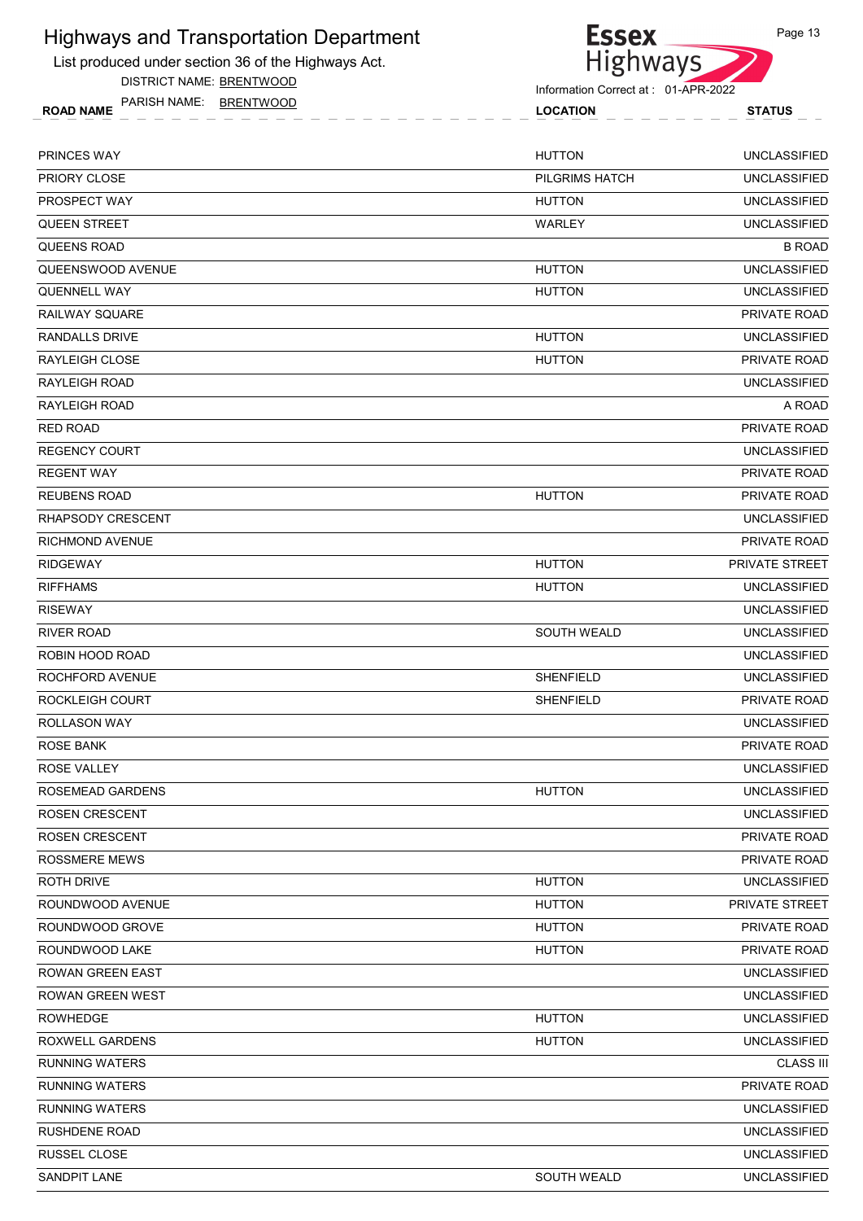# Highways and Transportation Department

List produced under section 36 of the Highways Act.

DISTRICT NAME: BRENTWOOD

PARISH NAME: BRENTWOOD

Information Correct at : 01-APR-2022

| ROAD NAME | LOCATION | STATUS |
|---|---|---|
| PRINCES WAY | HUTTON | UNCLASSIFIED |
| PRIORY CLOSE | PILGRIMS HATCH | UNCLASSIFIED |
| PROSPECT WAY | HUTTON | UNCLASSIFIED |
| QUEEN STREET | WARLEY | UNCLASSIFIED |
| QUEENS ROAD | | B ROAD |
| QUEENSWOOD AVENUE | HUTTON | UNCLASSIFIED |
| QUENNELL WAY | HUTTON | UNCLASSIFIED |
| RAILWAY SQUARE | | PRIVATE ROAD |
| RANDALLS DRIVE | HUTTON | UNCLASSIFIED |
| RAYLEIGH CLOSE | HUTTON | PRIVATE ROAD |
| RAYLEIGH ROAD | | UNCLASSIFIED |
| RAYLEIGH ROAD | | A ROAD |
| RED ROAD | | PRIVATE ROAD |
| REGENCY COURT | | UNCLASSIFIED |
| REGENT WAY | | PRIVATE ROAD |
| REUBENS ROAD | HUTTON | PRIVATE ROAD |
| RHAPSODY CRESCENT | | UNCLASSIFIED |
| RICHMOND AVENUE | | PRIVATE ROAD |
| RIDGEWAY | HUTTON | PRIVATE STREET |
| RIFFHAMS | HUTTON | UNCLASSIFIED |
| RISEWAY | | UNCLASSIFIED |
| RIVER ROAD | SOUTH WEALD | UNCLASSIFIED |
| ROBIN HOOD ROAD | | UNCLASSIFIED |
| ROCHFORD AVENUE | SHENFIELD | UNCLASSIFIED |
| ROCKLEIGH COURT | SHENFIELD | PRIVATE ROAD |
| ROLLASON WAY | | UNCLASSIFIED |
| ROSE BANK | | PRIVATE ROAD |
| ROSE VALLEY | | UNCLASSIFIED |
| ROSEMEAD GARDENS | HUTTON | UNCLASSIFIED |
| ROSEN CRESCENT | | UNCLASSIFIED |
| ROSEN CRESCENT | | PRIVATE ROAD |
| ROSSMERE MEWS | | PRIVATE ROAD |
| ROTH DRIVE | HUTTON | UNCLASSIFIED |
| ROUNDWOOD AVENUE | HUTTON | PRIVATE STREET |
| ROUNDWOOD GROVE | HUTTON | PRIVATE ROAD |
| ROUNDWOOD LAKE | HUTTON | PRIVATE ROAD |
| ROWAN GREEN EAST | | UNCLASSIFIED |
| ROWAN GREEN WEST | | UNCLASSIFIED |
| ROWHEDGE | HUTTON | UNCLASSIFIED |
| ROXWELL GARDENS | HUTTON | UNCLASSIFIED |
| RUNNING WATERS | | CLASS III |
| RUNNING WATERS | | PRIVATE ROAD |
| RUNNING WATERS | | UNCLASSIFIED |
| RUSHDENE ROAD | | UNCLASSIFIED |
| RUSSEL CLOSE | | UNCLASSIFIED |
| SANDPIT LANE | SOUTH WEALD | UNCLASSIFIED |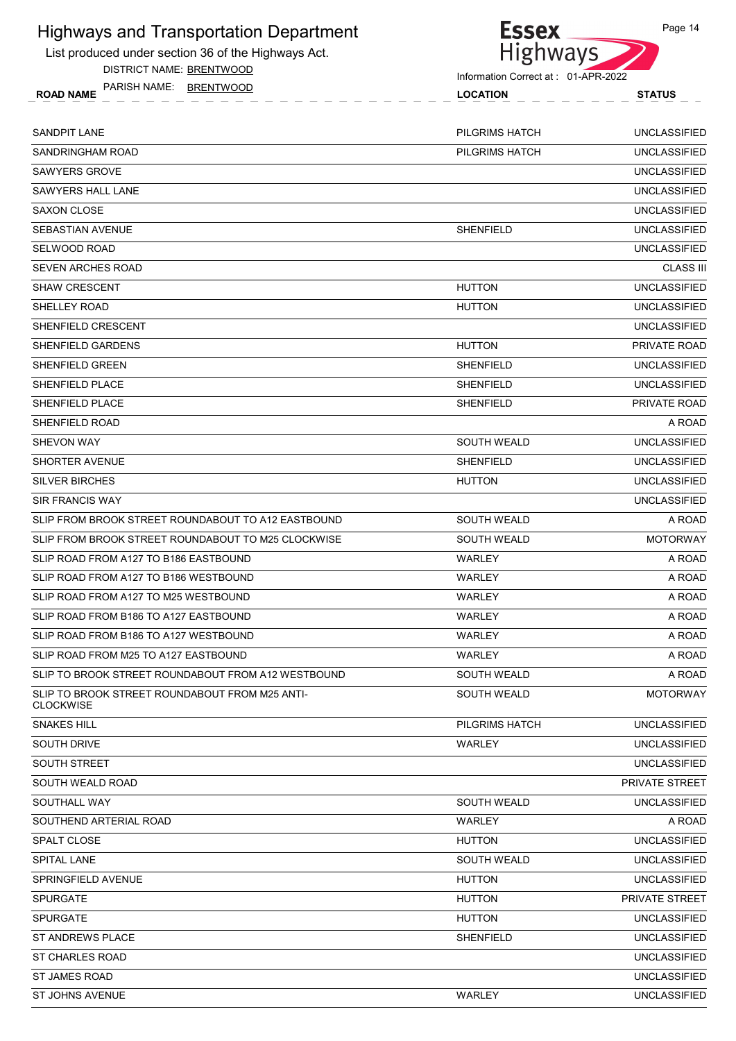# Highways and Transportation Department

List produced under section 36 of the Highways Act.

DISTRICT NAME: BRENTWOOD

PARISH NAME: BRENTWOOD

Information Correct at : 01-APR-2022

| ROAD NAME | LOCATION | STATUS |
|---|---|---|
| SANDPIT LANE | PILGRIMS HATCH | UNCLASSIFIED |
| SANDRINGHAM ROAD | PILGRIMS HATCH | UNCLASSIFIED |
| SAWYERS GROVE | | UNCLASSIFIED |
| SAWYERS HALL LANE | | UNCLASSIFIED |
| SAXON CLOSE | | UNCLASSIFIED |
| SEBASTIAN AVENUE | SHENFIELD | UNCLASSIFIED |
| SELWOOD ROAD | | UNCLASSIFIED |
| SEVEN ARCHES ROAD | | CLASS III |
| SHAW CRESCENT | HUTTON | UNCLASSIFIED |
| SHELLEY ROAD | HUTTON | UNCLASSIFIED |
| SHENFIELD CRESCENT | | UNCLASSIFIED |
| SHENFIELD GARDENS | HUTTON | PRIVATE ROAD |
| SHENFIELD GREEN | SHENFIELD | UNCLASSIFIED |
| SHENFIELD PLACE | SHENFIELD | UNCLASSIFIED |
| SHENFIELD PLACE | SHENFIELD | PRIVATE ROAD |
| SHENFIELD ROAD | | A ROAD |
| SHEVON WAY | SOUTH WEALD | UNCLASSIFIED |
| SHORTER AVENUE | SHENFIELD | UNCLASSIFIED |
| SILVER BIRCHES | HUTTON | UNCLASSIFIED |
| SIR FRANCIS WAY | | UNCLASSIFIED |
| SLIP FROM BROOK STREET ROUNDABOUT TO A12 EASTBOUND | SOUTH WEALD | A ROAD |
| SLIP FROM BROOK STREET ROUNDABOUT TO M25 CLOCKWISE | SOUTH WEALD | MOTORWAY |
| SLIP ROAD FROM A127 TO B186 EASTBOUND | WARLEY | A ROAD |
| SLIP ROAD FROM A127 TO B186 WESTBOUND | WARLEY | A ROAD |
| SLIP ROAD FROM A127 TO M25 WESTBOUND | WARLEY | A ROAD |
| SLIP ROAD FROM B186 TO A127 EASTBOUND | WARLEY | A ROAD |
| SLIP ROAD FROM B186 TO A127 WESTBOUND | WARLEY | A ROAD |
| SLIP ROAD FROM M25 TO A127 EASTBOUND | WARLEY | A ROAD |
| SLIP TO BROOK STREET ROUNDABOUT FROM A12 WESTBOUND | SOUTH WEALD | A ROAD |
| SLIP TO BROOK STREET ROUNDABOUT FROM M25 ANTI-CLOCKWISE | SOUTH WEALD | MOTORWAY |
| SNAKES HILL | PILGRIMS HATCH | UNCLASSIFIED |
| SOUTH DRIVE | WARLEY | UNCLASSIFIED |
| SOUTH STREET | | UNCLASSIFIED |
| SOUTH WEALD ROAD | | PRIVATE STREET |
| SOUTHALL WAY | SOUTH WEALD | UNCLASSIFIED |
| SOUTHEND ARTERIAL ROAD | WARLEY | A ROAD |
| SPALT CLOSE | HUTTON | UNCLASSIFIED |
| SPITAL LANE | SOUTH WEALD | UNCLASSIFIED |
| SPRINGFIELD AVENUE | HUTTON | UNCLASSIFIED |
| SPURGATE | HUTTON | PRIVATE STREET |
| SPURGATE | HUTTON | UNCLASSIFIED |
| ST ANDREWS PLACE | SHENFIELD | UNCLASSIFIED |
| ST CHARLES ROAD | | UNCLASSIFIED |
| ST JAMES ROAD | | UNCLASSIFIED |
| ST JOHNS AVENUE | WARLEY | UNCLASSIFIED |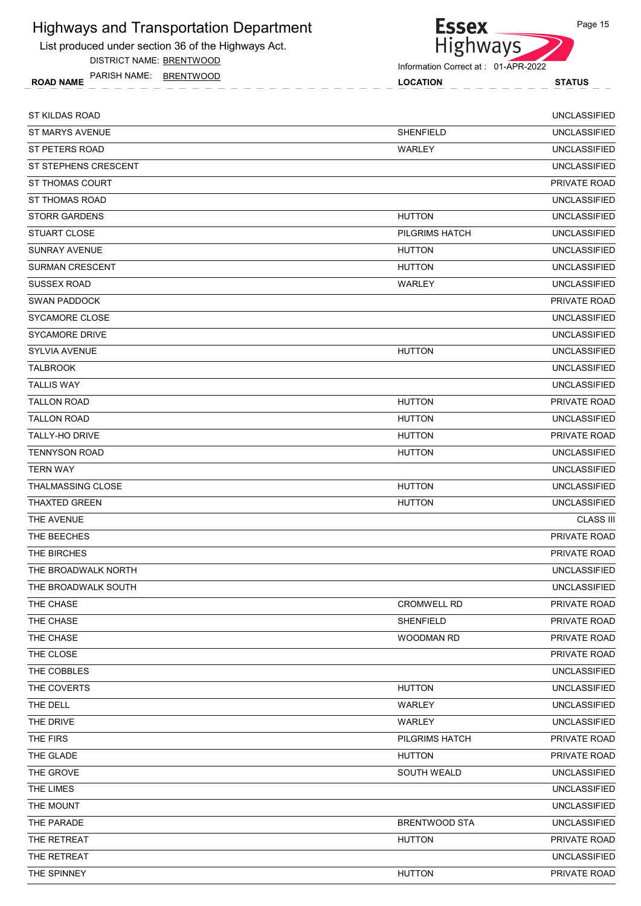# Highways and Transportation Department

List produced under section 36 of the Highways Act.

DISTRICT NAME: BRENTWOOD

PARISH NAME: BRENTWOOD

Information Correct at : 01-APR-2022

| ROAD NAME | LOCATION | STATUS |
| --- | --- | --- |
| ST KILDAS ROAD | | UNCLASSIFIED |
| ST MARYS AVENUE | SHENFIELD | UNCLASSIFIED |
| ST PETERS ROAD | WARLEY | UNCLASSIFIED |
| ST STEPHENS CRESCENT | | UNCLASSIFIED |
| ST THOMAS COURT | | PRIVATE ROAD |
| ST THOMAS ROAD | | UNCLASSIFIED |
| STORR GARDENS | HUTTON | UNCLASSIFIED |
| STUART CLOSE | PILGRIMS HATCH | UNCLASSIFIED |
| SUNRAY AVENUE | HUTTON | UNCLASSIFIED |
| SURMAN CRESCENT | HUTTON | UNCLASSIFIED |
| SUSSEX ROAD | WARLEY | UNCLASSIFIED |
| SWAN PADDOCK | | PRIVATE ROAD |
| SYCAMORE CLOSE | | UNCLASSIFIED |
| SYCAMORE DRIVE | | UNCLASSIFIED |
| SYLVIA AVENUE | HUTTON | UNCLASSIFIED |
| TALBROOK | | UNCLASSIFIED |
| TALLIS WAY | | UNCLASSIFIED |
| TALLON ROAD | HUTTON | PRIVATE ROAD |
| TALLON ROAD | HUTTON | UNCLASSIFIED |
| TALLY-HO DRIVE | HUTTON | PRIVATE ROAD |
| TENNYSON ROAD | HUTTON | UNCLASSIFIED |
| TERN WAY | | UNCLASSIFIED |
| THALMASSING CLOSE | HUTTON | UNCLASSIFIED |
| THAXTED GREEN | HUTTON | UNCLASSIFIED |
| THE AVENUE | | CLASS III |
| THE BEECHES | | PRIVATE ROAD |
| THE BIRCHES | | PRIVATE ROAD |
| THE BROADWALK NORTH | | UNCLASSIFIED |
| THE BROADWALK SOUTH | | UNCLASSIFIED |
| THE CHASE | CROMWELL RD | PRIVATE ROAD |
| THE CHASE | SHENFIELD | PRIVATE ROAD |
| THE CHASE | WOODMAN RD | PRIVATE ROAD |
| THE CLOSE | | PRIVATE ROAD |
| THE COBBLES | | UNCLASSIFIED |
| THE COVERTS | HUTTON | UNCLASSIFIED |
| THE DELL | WARLEY | UNCLASSIFIED |
| THE DRIVE | WARLEY | UNCLASSIFIED |
| THE FIRS | PILGRIMS HATCH | PRIVATE ROAD |
| THE GLADE | HUTTON | PRIVATE ROAD |
| THE GROVE | SOUTH WEALD | UNCLASSIFIED |
| THE LIMES | | UNCLASSIFIED |
| THE MOUNT | | UNCLASSIFIED |
| THE PARADE | BRENTWOOD STA | UNCLASSIFIED |
| THE RETREAT | HUTTON | PRIVATE ROAD |
| THE RETREAT | | UNCLASSIFIED |
| THE SPINNEY | HUTTON | PRIVATE ROAD |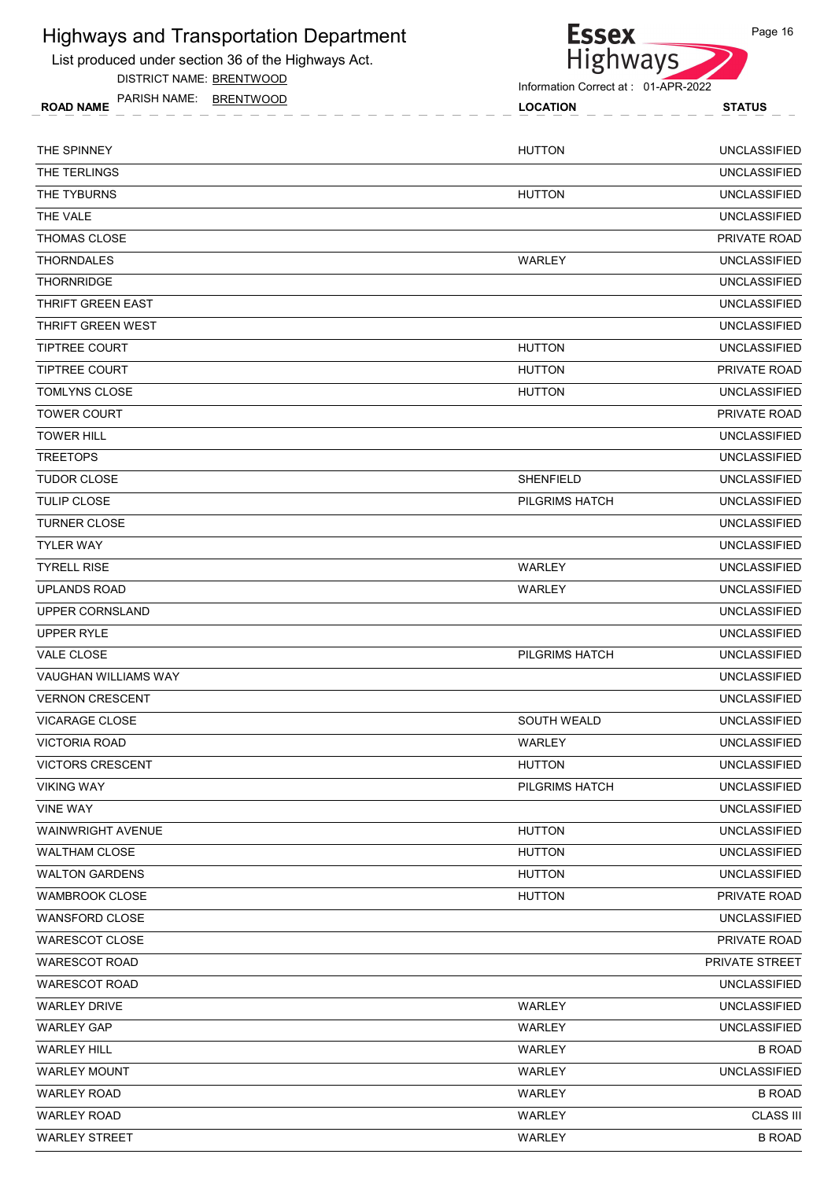# Highways and Transportation Department

List produced under section 36 of the Highways Act.

DISTRICT NAME: BRENTWOOD

PARISH NAME: BRENTWOOD

Information Correct at : 01-APR-2022

| ROAD NAME | LOCATION | STATUS |
|---|---|---|
| THE SPINNEY | HUTTON | UNCLASSIFIED |
| THE TERLINGS | | UNCLASSIFIED |
| THE TYBURNS | HUTTON | UNCLASSIFIED |
| THE VALE | | UNCLASSIFIED |
| THOMAS CLOSE | | PRIVATE ROAD |
| THORNDALES | WARLEY | UNCLASSIFIED |
| THORNRIDGE | | UNCLASSIFIED |
| THRIFT GREEN EAST | | UNCLASSIFIED |
| THRIFT GREEN WEST | | UNCLASSIFIED |
| TIPTREE COURT | HUTTON | UNCLASSIFIED |
| TIPTREE COURT | HUTTON | PRIVATE ROAD |
| TOMLYNS CLOSE | HUTTON | UNCLASSIFIED |
| TOWER COURT | | PRIVATE ROAD |
| TOWER HILL | | UNCLASSIFIED |
| TREETOPS | | UNCLASSIFIED |
| TUDOR CLOSE | SHENFIELD | UNCLASSIFIED |
| TULIP CLOSE | PILGRIMS HATCH | UNCLASSIFIED |
| TURNER CLOSE | | UNCLASSIFIED |
| TYLER WAY | | UNCLASSIFIED |
| TYRELL RISE | WARLEY | UNCLASSIFIED |
| UPLANDS ROAD | WARLEY | UNCLASSIFIED |
| UPPER CORNSLAND | | UNCLASSIFIED |
| UPPER RYLE | | UNCLASSIFIED |
| VALE CLOSE | PILGRIMS HATCH | UNCLASSIFIED |
| VAUGHAN WILLIAMS WAY | | UNCLASSIFIED |
| VERNON CRESCENT | | UNCLASSIFIED |
| VICARAGE CLOSE | SOUTH WEALD | UNCLASSIFIED |
| VICTORIA ROAD | WARLEY | UNCLASSIFIED |
| VICTORS CRESCENT | HUTTON | UNCLASSIFIED |
| VIKING WAY | PILGRIMS HATCH | UNCLASSIFIED |
| VINE WAY | | UNCLASSIFIED |
| WAINWRIGHT AVENUE | HUTTON | UNCLASSIFIED |
| WALTHAM CLOSE | HUTTON | UNCLASSIFIED |
| WALTON GARDENS | HUTTON | UNCLASSIFIED |
| WAMBROOK CLOSE | HUTTON | PRIVATE ROAD |
| WANSFORD CLOSE | | UNCLASSIFIED |
| WARESCOT CLOSE | | PRIVATE ROAD |
| WARESCOT ROAD | | PRIVATE STREET |
| WARESCOT ROAD | | UNCLASSIFIED |
| WARLEY DRIVE | WARLEY | UNCLASSIFIED |
| WARLEY GAP | WARLEY | UNCLASSIFIED |
| WARLEY HILL | WARLEY | B ROAD |
| WARLEY MOUNT | WARLEY | UNCLASSIFIED |
| WARLEY ROAD | WARLEY | B ROAD |
| WARLEY ROAD | WARLEY | CLASS III |
| WARLEY STREET | WARLEY | B ROAD |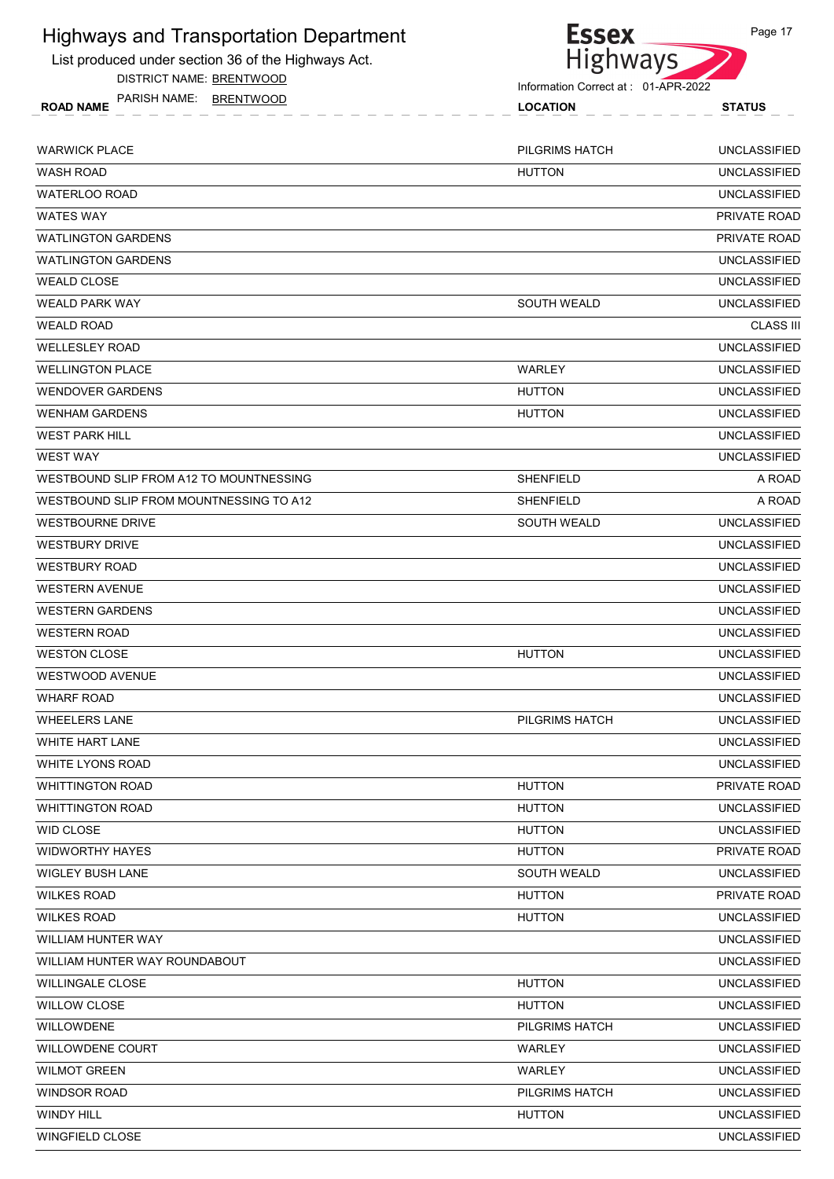# Highways and Transportation Department

List produced under section 36 of the Highways Act.

DISTRICT NAME: BRENTWOOD

PARISH NAME: BRENTWOOD

Information Correct at : 01-APR-2022

| ROAD NAME | LOCATION | STATUS |
|---|---|---|
| WARWICK PLACE | PILGRIMS HATCH | UNCLASSIFIED |
| WASH ROAD | HUTTON | UNCLASSIFIED |
| WATERLOO ROAD | | UNCLASSIFIED |
| WATES WAY | | PRIVATE ROAD |
| WATLINGTON GARDENS | | PRIVATE ROAD |
| WATLINGTON GARDENS | | UNCLASSIFIED |
| WEALD CLOSE | | UNCLASSIFIED |
| WEALD PARK WAY | SOUTH WEALD | UNCLASSIFIED |
| WEALD ROAD | | CLASS III |
| WELLESLEY ROAD | | UNCLASSIFIED |
| WELLINGTON PLACE | WARLEY | UNCLASSIFIED |
| WENDOVER GARDENS | HUTTON | UNCLASSIFIED |
| WENHAM GARDENS | HUTTON | UNCLASSIFIED |
| WEST PARK HILL | | UNCLASSIFIED |
| WEST WAY | | UNCLASSIFIED |
| WESTBOUND SLIP FROM A12 TO MOUNTNESSING | SHENFIELD | A ROAD |
| WESTBOUND SLIP FROM MOUNTNESSING TO A12 | SHENFIELD | A ROAD |
| WESTBOURNE DRIVE | SOUTH WEALD | UNCLASSIFIED |
| WESTBURY DRIVE | | UNCLASSIFIED |
| WESTBURY ROAD | | UNCLASSIFIED |
| WESTERN AVENUE | | UNCLASSIFIED |
| WESTERN GARDENS | | UNCLASSIFIED |
| WESTERN ROAD | | UNCLASSIFIED |
| WESTON CLOSE | HUTTON | UNCLASSIFIED |
| WESTWOOD AVENUE | | UNCLASSIFIED |
| WHARF ROAD | | UNCLASSIFIED |
| WHEELERS LANE | PILGRIMS HATCH | UNCLASSIFIED |
| WHITE HART LANE | | UNCLASSIFIED |
| WHITE LYONS ROAD | | UNCLASSIFIED |
| WHITTINGTON ROAD | HUTTON | PRIVATE ROAD |
| WHITTINGTON ROAD | HUTTON | UNCLASSIFIED |
| WID CLOSE | HUTTON | UNCLASSIFIED |
| WIDWORTHY HAYES | HUTTON | PRIVATE ROAD |
| WIGLEY BUSH LANE | SOUTH WEALD | UNCLASSIFIED |
| WILKES ROAD | HUTTON | PRIVATE ROAD |
| WILKES ROAD | HUTTON | UNCLASSIFIED |
| WILLIAM HUNTER WAY | | UNCLASSIFIED |
| WILLIAM HUNTER WAY ROUNDABOUT | | UNCLASSIFIED |
| WILLINGALE CLOSE | HUTTON | UNCLASSIFIED |
| WILLOW CLOSE | HUTTON | UNCLASSIFIED |
| WILLOWDENE | PILGRIMS HATCH | UNCLASSIFIED |
| WILLOWDENE COURT | WARLEY | UNCLASSIFIED |
| WILMOT GREEN | WARLEY | UNCLASSIFIED |
| WINDSOR ROAD | PILGRIMS HATCH | UNCLASSIFIED |
| WINDY HILL | HUTTON | UNCLASSIFIED |
| WINGFIELD CLOSE | | UNCLASSIFIED |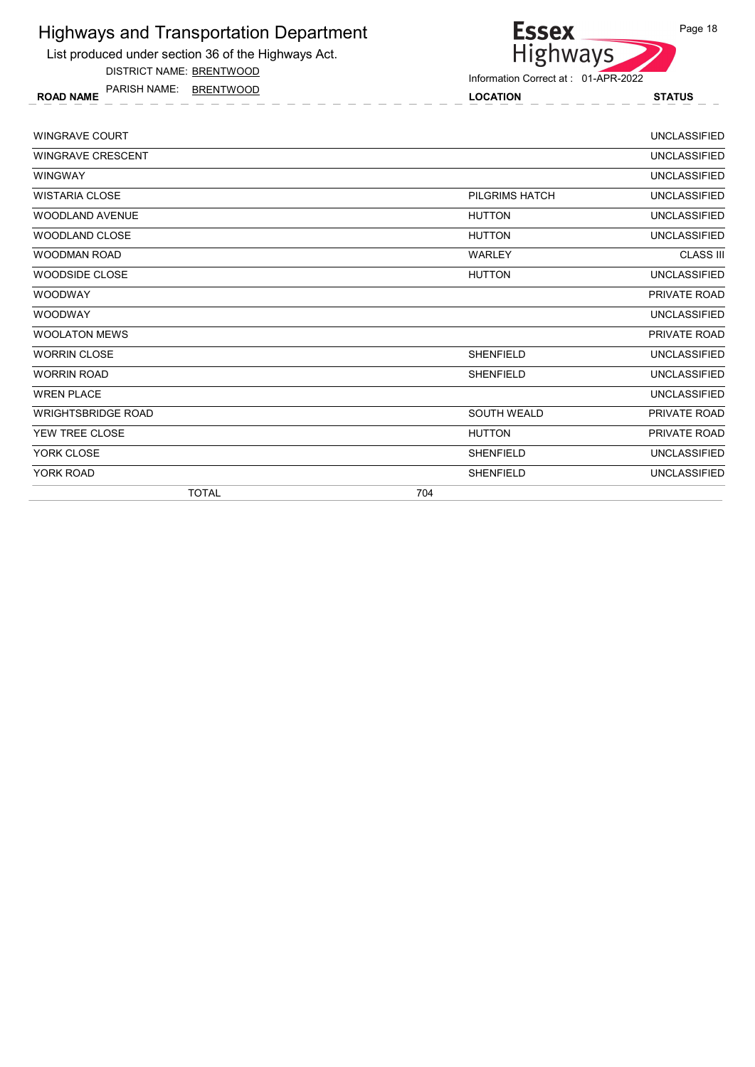# Highways and Transportation Department

List produced under section 36 of the Highways Act.

DISTRICT NAME: BRENTWOOD

PARISH NAME: BRENTWOOD

Information Correct at : 01-APR-2022

| ROAD NAME | LOCATION | STATUS |
|---|---|---|
| WINGRAVE COURT | | UNCLASSIFIED |
| WINGRAVE CRESCENT | | UNCLASSIFIED |
| WINGWAY | | UNCLASSIFIED |
| WISTARIA CLOSE | PILGRIMS HATCH | UNCLASSIFIED |
| WOODLAND AVENUE | HUTTON | UNCLASSIFIED |
| WOODLAND CLOSE | HUTTON | UNCLASSIFIED |
| WOODMAN ROAD | WARLEY | CLASS III |
| WOODSIDE CLOSE | HUTTON | UNCLASSIFIED |
| WOODWAY | | PRIVATE ROAD |
| WOODWAY | | UNCLASSIFIED |
| WOOLATON MEWS | | PRIVATE ROAD |
| WORRIN CLOSE | SHENFIELD | UNCLASSIFIED |
| WORRIN ROAD | SHENFIELD | UNCLASSIFIED |
| WREN PLACE | | UNCLASSIFIED |
| WRIGHTSBRIDGE ROAD | SOUTH WEALD | PRIVATE ROAD |
| YEW TREE CLOSE | HUTTON | PRIVATE ROAD |
| YORK CLOSE | SHENFIELD | UNCLASSIFIED |
| YORK ROAD | SHENFIELD | UNCLASSIFIED |
| TOTAL 704 | | |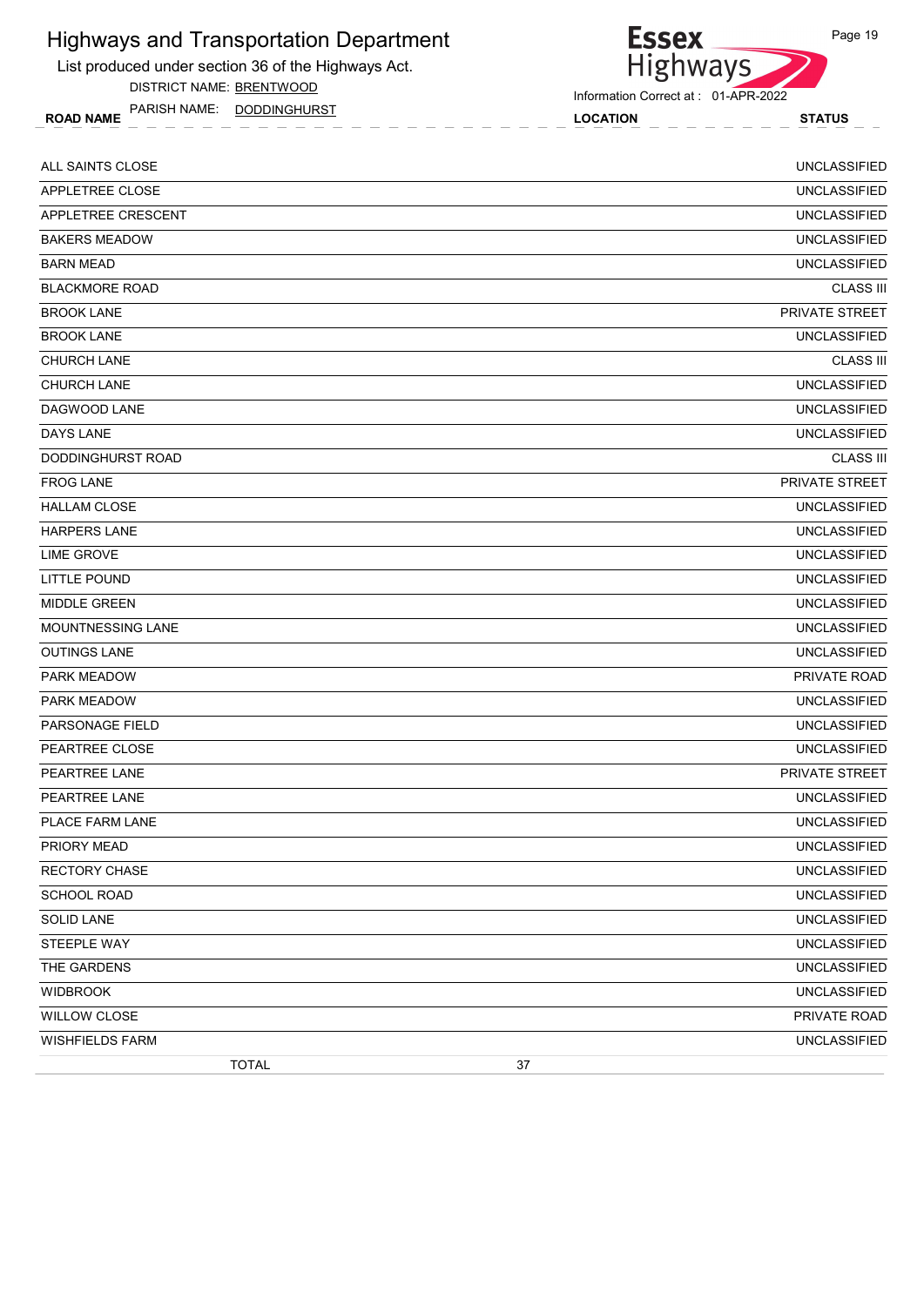# Highways and Transportation Department

List produced under section 36 of the Highways Act.

DISTRICT NAME: BRENTWOOD

PARISH NAME: DODDINGHURST

Information Correct at : 01-APR-2022

| ROAD NAME | LOCATION | STATUS |
|---|---|---|
| ALL SAINTS CLOSE | | UNCLASSIFIED |
| APPLETREE CLOSE | | UNCLASSIFIED |
| APPLETREE CRESCENT | | UNCLASSIFIED |
| BAKERS MEADOW | | UNCLASSIFIED |
| BARN MEAD | | UNCLASSIFIED |
| BLACKMORE ROAD | | CLASS III |
| BROOK LANE | | PRIVATE STREET |
| BROOK LANE | | UNCLASSIFIED |
| CHURCH LANE | | CLASS III |
| CHURCH LANE | | UNCLASSIFIED |
| DAGWOOD LANE | | UNCLASSIFIED |
| DAYS LANE | | UNCLASSIFIED |
| DODDINGHURST ROAD | | CLASS III |
| FROG LANE | | PRIVATE STREET |
| HALLAM CLOSE | | UNCLASSIFIED |
| HARPERS LANE | | UNCLASSIFIED |
| LIME GROVE | | UNCLASSIFIED |
| LITTLE POUND | | UNCLASSIFIED |
| MIDDLE GREEN | | UNCLASSIFIED |
| MOUNTNESSING LANE | | UNCLASSIFIED |
| OUTINGS LANE | | UNCLASSIFIED |
| PARK MEADOW | | PRIVATE ROAD |
| PARK MEADOW | | UNCLASSIFIED |
| PARSONAGE FIELD | | UNCLASSIFIED |
| PEARTREE CLOSE | | UNCLASSIFIED |
| PEARTREE LANE | | PRIVATE STREET |
| PEARTREE LANE | | UNCLASSIFIED |
| PLACE FARM LANE | | UNCLASSIFIED |
| PRIORY MEAD | | UNCLASSIFIED |
| RECTORY CHASE | | UNCLASSIFIED |
| SCHOOL ROAD | | UNCLASSIFIED |
| SOLID LANE | | UNCLASSIFIED |
| STEEPLE WAY | | UNCLASSIFIED |
| THE GARDENS | | UNCLASSIFIED |
| WIDBROOK | | UNCLASSIFIED |
| WILLOW CLOSE | | PRIVATE ROAD |
| WISHFIELDS FARM | | UNCLASSIFIED |
| TOTAL | 37 | |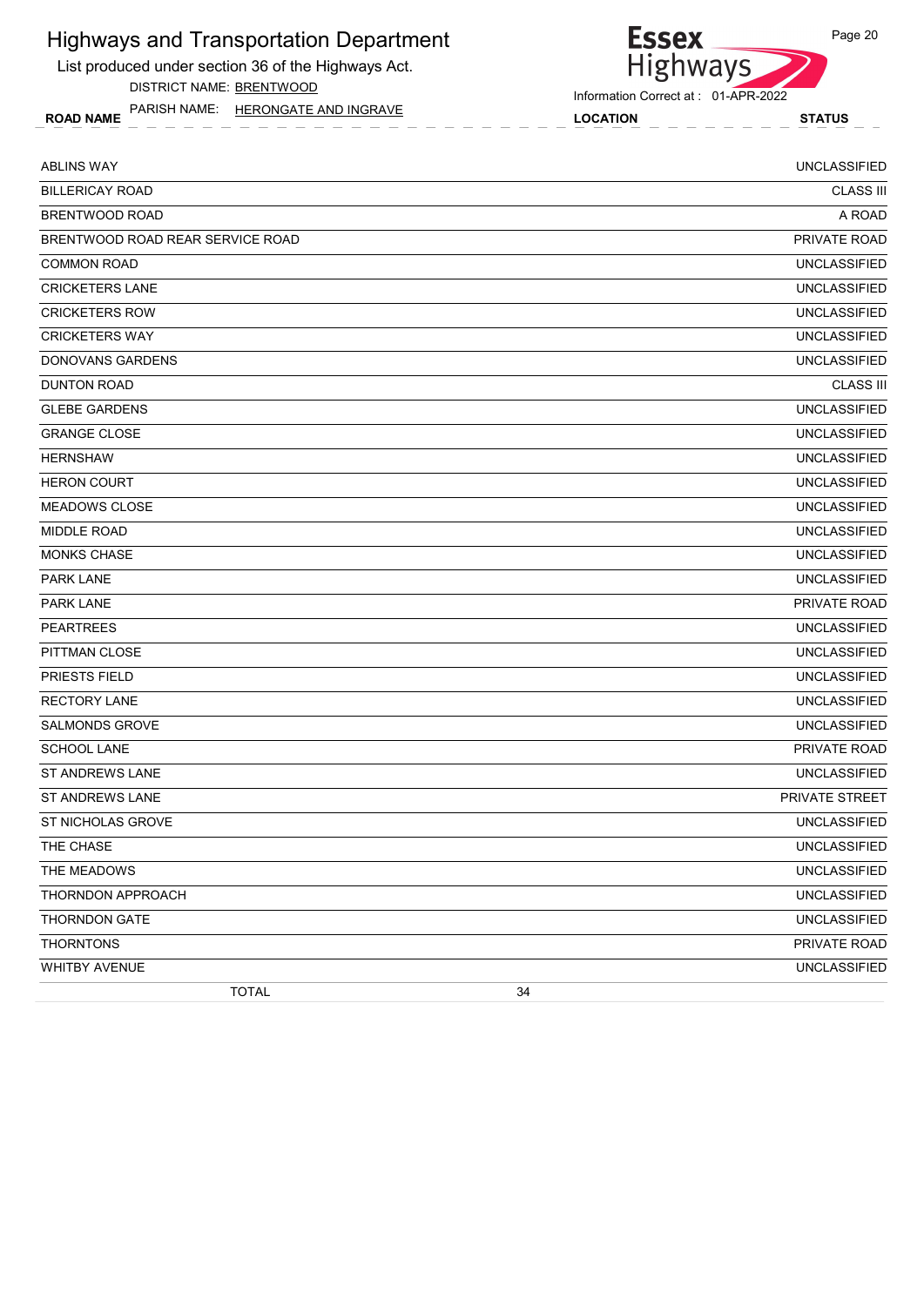# Highways and Transportation Department

List produced under section 36 of the Highways Act.

DISTRICT NAME: BRENTWOOD

PARISH NAME: HERONGATE AND INGRAVE

Essex Highways

Information Correct at : 01-APR-2022

| ROAD NAME | LOCATION | STATUS |
|---|---|---|
| ABLINS WAY | | UNCLASSIFIED |
| BILLERICAY ROAD | | CLASS III |
| BRENTWOOD ROAD | | A ROAD |
| BRENTWOOD ROAD REAR SERVICE ROAD | | PRIVATE ROAD |
| COMMON ROAD | | UNCLASSIFIED |
| CRICKETERS LANE | | UNCLASSIFIED |
| CRICKETERS ROW | | UNCLASSIFIED |
| CRICKETERS WAY | | UNCLASSIFIED |
| DONOVANS GARDENS | | UNCLASSIFIED |
| DUNTON ROAD | | CLASS III |
| GLEBE GARDENS | | UNCLASSIFIED |
| GRANGE CLOSE | | UNCLASSIFIED |
| HERNSHAW | | UNCLASSIFIED |
| HERON COURT | | UNCLASSIFIED |
| MEADOWS CLOSE | | UNCLASSIFIED |
| MIDDLE ROAD | | UNCLASSIFIED |
| MONKS CHASE | | UNCLASSIFIED |
| PARK LANE | | UNCLASSIFIED |
| PARK LANE | | PRIVATE ROAD |
| PEARTREES | | UNCLASSIFIED |
| PITTMAN CLOSE | | UNCLASSIFIED |
| PRIESTS FIELD | | UNCLASSIFIED |
| RECTORY LANE | | UNCLASSIFIED |
| SALMONDS GROVE | | UNCLASSIFIED |
| SCHOOL LANE | | PRIVATE ROAD |
| ST ANDREWS LANE | | UNCLASSIFIED |
| ST ANDREWS LANE | | PRIVATE STREET |
| ST NICHOLAS GROVE | | UNCLASSIFIED |
| THE CHASE | | UNCLASSIFIED |
| THE MEADOWS | | UNCLASSIFIED |
| THORNDON APPROACH | | UNCLASSIFIED |
| THORNDON GATE | | UNCLASSIFIED |
| THORNTONS | | PRIVATE ROAD |
| WHITBY AVENUE | | UNCLASSIFIED |
| TOTAL | 34 | |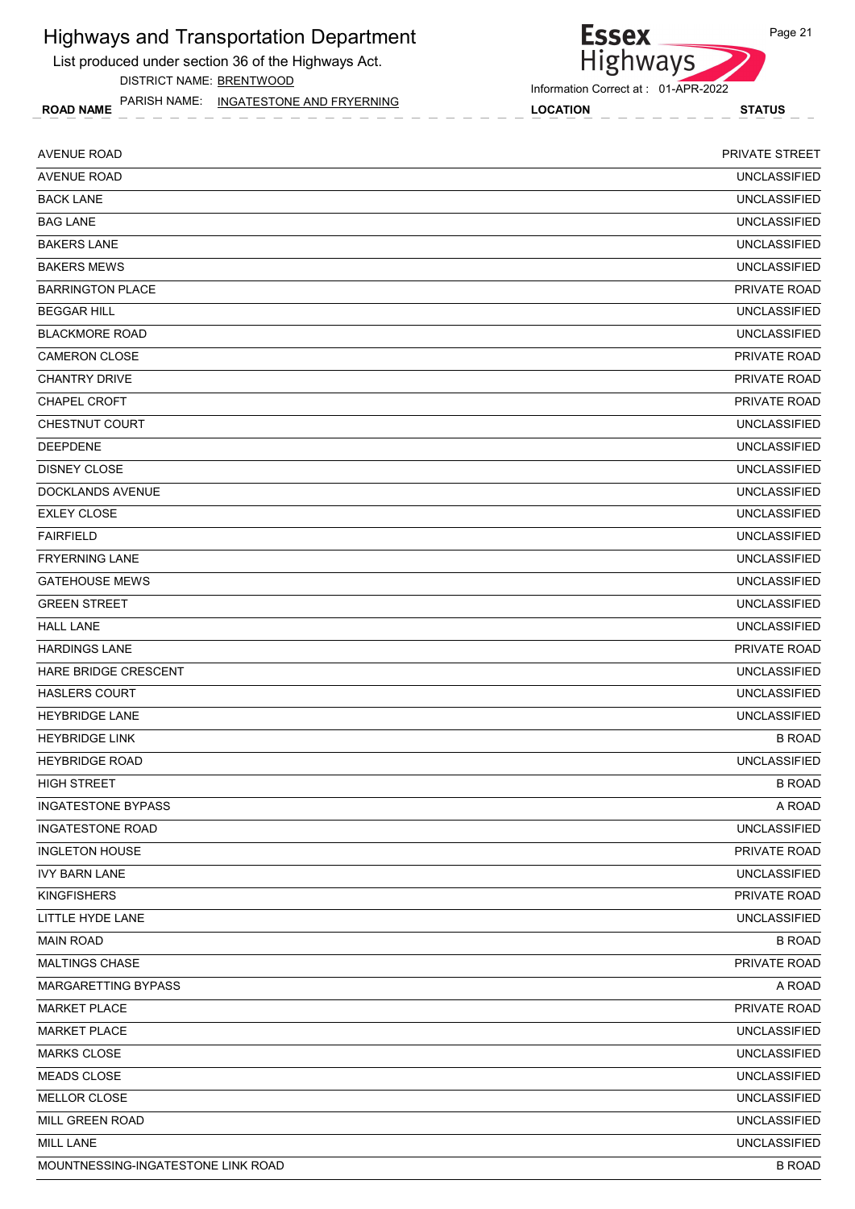# Highways and Transportation Department

List produced under section 36 of the Highways Act.

DISTRICT NAME: BRENTWOOD

PARISH NAME: INGATESTONE AND FRYERNING

Information Correct at : 01-APR-2022

| ROAD NAME | LOCATION | STATUS |
|---|---|---|
| AVENUE ROAD | | PRIVATE STREET |
| AVENUE ROAD | | UNCLASSIFIED |
| BACK LANE | | UNCLASSIFIED |
| BAG LANE | | UNCLASSIFIED |
| BAKERS LANE | | UNCLASSIFIED |
| BAKERS MEWS | | UNCLASSIFIED |
| BARRINGTON PLACE | | PRIVATE ROAD |
| BEGGAR HILL | | UNCLASSIFIED |
| BLACKMORE ROAD | | UNCLASSIFIED |
| CAMERON CLOSE | | PRIVATE ROAD |
| CHANTRY DRIVE | | PRIVATE ROAD |
| CHAPEL CROFT | | PRIVATE ROAD |
| CHESTNUT COURT | | UNCLASSIFIED |
| DEEPDENE | | UNCLASSIFIED |
| DISNEY CLOSE | | UNCLASSIFIED |
| DOCKLANDS AVENUE | | UNCLASSIFIED |
| EXLEY CLOSE | | UNCLASSIFIED |
| FAIRFIELD | | UNCLASSIFIED |
| FRYERNING LANE | | UNCLASSIFIED |
| GATEHOUSE MEWS | | UNCLASSIFIED |
| GREEN STREET | | UNCLASSIFIED |
| HALL LANE | | UNCLASSIFIED |
| HARDINGS LANE | | PRIVATE ROAD |
| HARE BRIDGE CRESCENT | | UNCLASSIFIED |
| HASLERS COURT | | UNCLASSIFIED |
| HEYBRIDGE LANE | | UNCLASSIFIED |
| HEYBRIDGE LINK | | B ROAD |
| HEYBRIDGE ROAD | | UNCLASSIFIED |
| HIGH STREET | | B ROAD |
| INGATESTONE BYPASS | | A ROAD |
| INGATESTONE ROAD | | UNCLASSIFIED |
| INGLETON HOUSE | | PRIVATE ROAD |
| IVY BARN LANE | | UNCLASSIFIED |
| KINGFISHERS | | PRIVATE ROAD |
| LITTLE HYDE LANE | | UNCLASSIFIED |
| MAIN ROAD | | B ROAD |
| MALTINGS CHASE | | PRIVATE ROAD |
| MARGARETTING BYPASS | | A ROAD |
| MARKET PLACE | | PRIVATE ROAD |
| MARKET PLACE | | UNCLASSIFIED |
| MARKS CLOSE | | UNCLASSIFIED |
| MEADS CLOSE | | UNCLASSIFIED |
| MELLOR CLOSE | | UNCLASSIFIED |
| MILL GREEN ROAD | | UNCLASSIFIED |
| MILL LANE | | UNCLASSIFIED |
| MOUNTNESSING-INGATESTONE LINK ROAD | | B ROAD |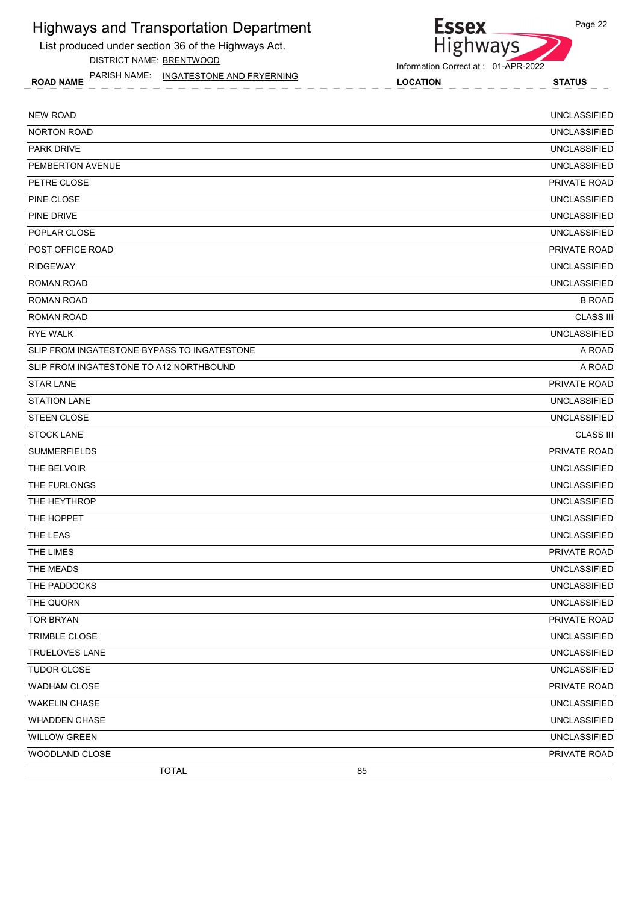# Highways and Transportation Department

List produced under section 36 of the Highways Act.

DISTRICT NAME: BRENTWOOD

PARISH NAME: INGATESTONE AND FRYERNING

Information Correct at : 01-APR-2022

| ROAD NAME | LOCATION | STATUS |
|---|---|---|
| NEW ROAD | | UNCLASSIFIED |
| NORTON ROAD | | UNCLASSIFIED |
| PARK DRIVE | | UNCLASSIFIED |
| PEMBERTON AVENUE | | UNCLASSIFIED |
| PETRE CLOSE | | PRIVATE ROAD |
| PINE CLOSE | | UNCLASSIFIED |
| PINE DRIVE | | UNCLASSIFIED |
| POPLAR CLOSE | | UNCLASSIFIED |
| POST OFFICE ROAD | | PRIVATE ROAD |
| RIDGEWAY | | UNCLASSIFIED |
| ROMAN ROAD | | UNCLASSIFIED |
| ROMAN ROAD | | B ROAD |
| ROMAN ROAD | | CLASS III |
| RYE WALK | | UNCLASSIFIED |
| SLIP FROM INGATESTONE BYPASS TO INGATESTONE | | A ROAD |
| SLIP FROM INGATESTONE TO A12 NORTHBOUND | | A ROAD |
| STAR LANE | | PRIVATE ROAD |
| STATION LANE | | UNCLASSIFIED |
| STEEN CLOSE | | UNCLASSIFIED |
| STOCK LANE | | CLASS III |
| SUMMERFIELDS | | PRIVATE ROAD |
| THE BELVOIR | | UNCLASSIFIED |
| THE FURLONGS | | UNCLASSIFIED |
| THE HEYTHROP | | UNCLASSIFIED |
| THE HOPPET | | UNCLASSIFIED |
| THE LEAS | | UNCLASSIFIED |
| THE LIMES | | PRIVATE ROAD |
| THE MEADS | | UNCLASSIFIED |
| THE PADDOCKS | | UNCLASSIFIED |
| THE QUORN | | UNCLASSIFIED |
| TOR BRYAN | | PRIVATE ROAD |
| TRIMBLE CLOSE | | UNCLASSIFIED |
| TRUELOVES LANE | | UNCLASSIFIED |
| TUDOR CLOSE | | UNCLASSIFIED |
| WADHAM CLOSE | | PRIVATE ROAD |
| WAKELIN CHASE | | UNCLASSIFIED |
| WHADDEN CHASE | | UNCLASSIFIED |
| WILLOW GREEN | | UNCLASSIFIED |
| WOODLAND CLOSE | | PRIVATE ROAD |
| TOTAL | 85 | |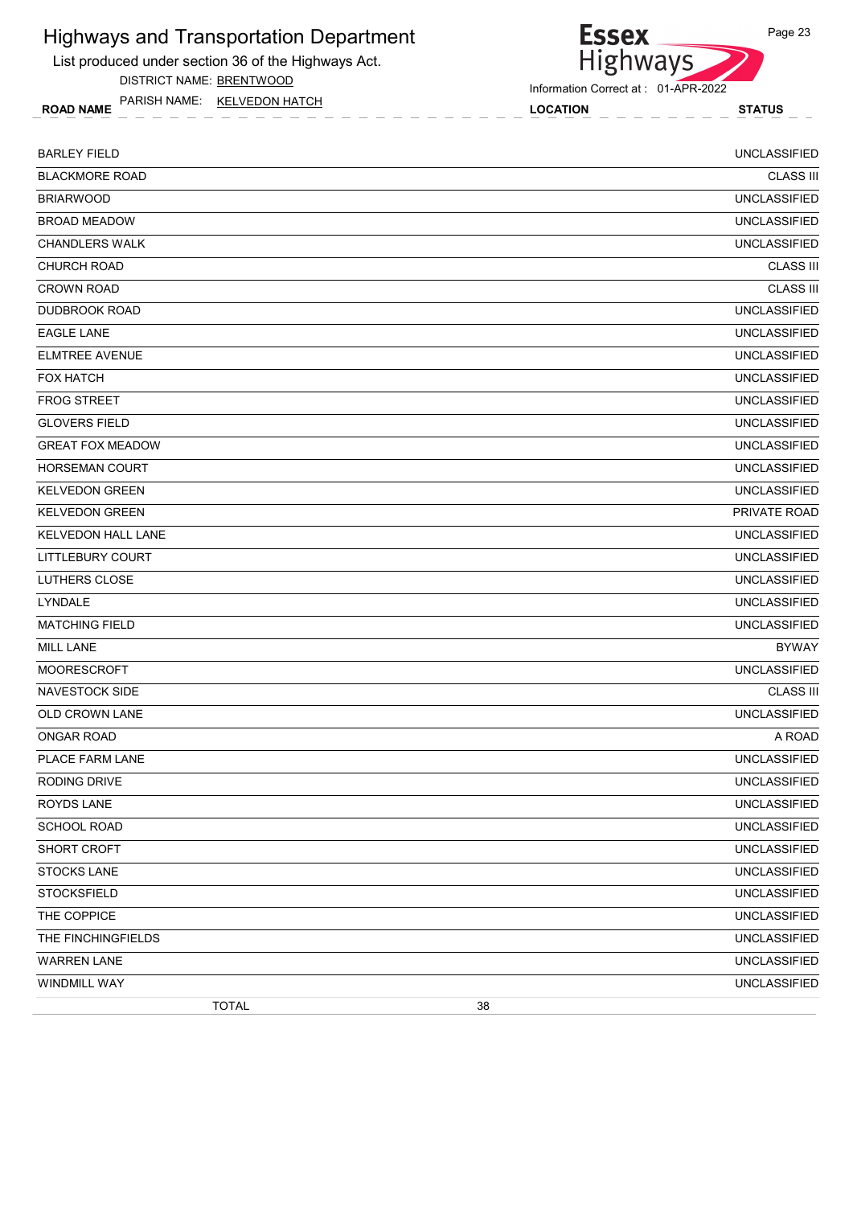# Highways and Transportation Department

List produced under section 36 of the Highways Act.

DISTRICT NAME: BRENTWOOD

PARISH NAME: KELVEDON HATCH

Information Correct at : 01-APR-2022

| ROAD NAME | LOCATION | STATUS |
|---|---|---|
| BARLEY FIELD | | UNCLASSIFIED |
| BLACKMORE ROAD | | CLASS III |
| BRIARWOOD | | UNCLASSIFIED |
| BROAD MEADOW | | UNCLASSIFIED |
| CHANDLERS WALK | | UNCLASSIFIED |
| CHURCH ROAD | | CLASS III |
| CROWN ROAD | | CLASS III |
| DUDBROOK ROAD | | UNCLASSIFIED |
| EAGLE LANE | | UNCLASSIFIED |
| ELMTREE AVENUE | | UNCLASSIFIED |
| FOX HATCH | | UNCLASSIFIED |
| FROG STREET | | UNCLASSIFIED |
| GLOVERS FIELD | | UNCLASSIFIED |
| GREAT FOX MEADOW | | UNCLASSIFIED |
| HORSEMAN COURT | | UNCLASSIFIED |
| KELVEDON GREEN | | UNCLASSIFIED |
| KELVEDON GREEN | | PRIVATE ROAD |
| KELVEDON HALL LANE | | UNCLASSIFIED |
| LITTLEBURY COURT | | UNCLASSIFIED |
| LUTHERS CLOSE | | UNCLASSIFIED |
| LYNDALE | | UNCLASSIFIED |
| MATCHING FIELD | | UNCLASSIFIED |
| MILL LANE | | BYWAY |
| MOORESCROFT | | UNCLASSIFIED |
| NAVESTOCK SIDE | | CLASS III |
| OLD CROWN LANE | | UNCLASSIFIED |
| ONGAR ROAD | | A ROAD |
| PLACE FARM LANE | | UNCLASSIFIED |
| RODING DRIVE | | UNCLASSIFIED |
| ROYDS LANE | | UNCLASSIFIED |
| SCHOOL ROAD | | UNCLASSIFIED |
| SHORT CROFT | | UNCLASSIFIED |
| STOCKS LANE | | UNCLASSIFIED |
| STOCKSFIELD | | UNCLASSIFIED |
| THE COPPICE | | UNCLASSIFIED |
| THE FINCHINGFIELDS | | UNCLASSIFIED |
| WARREN LANE | | UNCLASSIFIED |
| WINDMILL WAY | | UNCLASSIFIED |
| TOTAL | 38 | |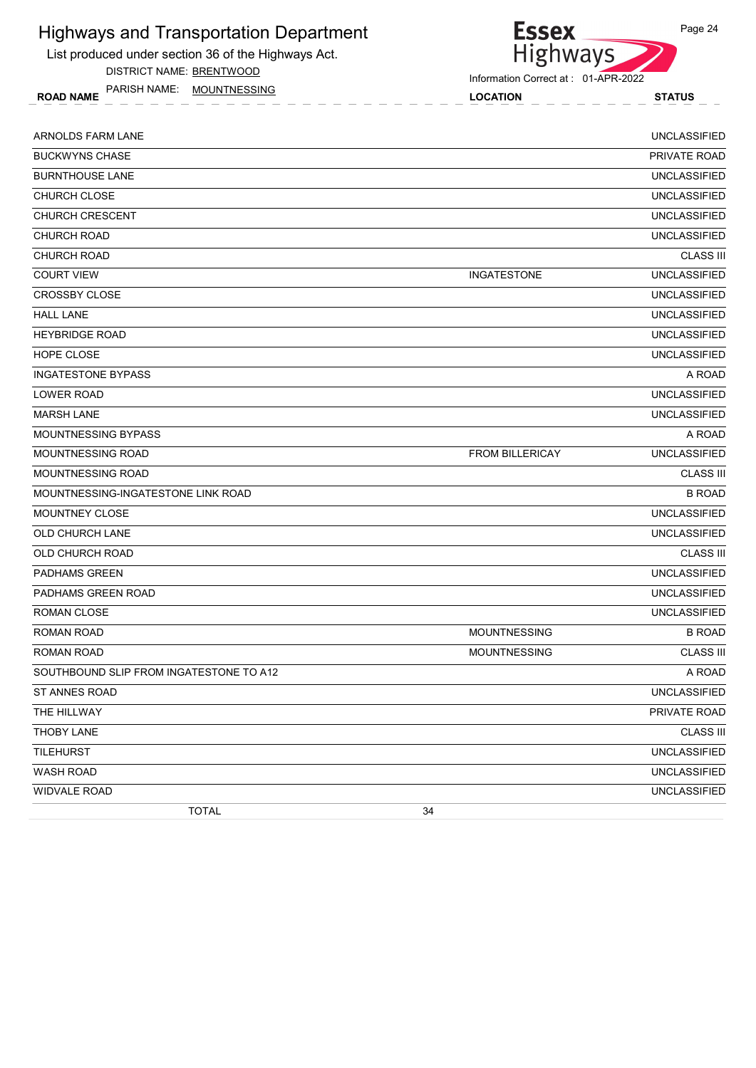# Highways and Transportation Department

List produced under section 36 of the Highways Act.

DISTRICT NAME: BRENTWOOD

PARISH NAME: MOUNTNESSING

Essex Highways

Information Correct at : 01-APR-2022

| ROAD NAME | LOCATION | STATUS |
|---|---|---|
| ARNOLDS FARM LANE | | UNCLASSIFIED |
| BUCKWYNS CHASE | | PRIVATE ROAD |
| BURNTHOUSE LANE | | UNCLASSIFIED |
| CHURCH CLOSE | | UNCLASSIFIED |
| CHURCH CRESCENT | | UNCLASSIFIED |
| CHURCH ROAD | | UNCLASSIFIED |
| CHURCH ROAD | | CLASS III |
| COURT VIEW | INGATESTONE | UNCLASSIFIED |
| CROSSBY CLOSE | | UNCLASSIFIED |
| HALL LANE | | UNCLASSIFIED |
| HEYBRIDGE ROAD | | UNCLASSIFIED |
| HOPE CLOSE | | UNCLASSIFIED |
| INGATESTONE BYPASS | | A ROAD |
| LOWER ROAD | | UNCLASSIFIED |
| MARSH LANE | | UNCLASSIFIED |
| MOUNTNESSING BYPASS | | A ROAD |
| MOUNTNESSING ROAD | FROM BILLERICAY | UNCLASSIFIED |
| MOUNTNESSING ROAD | | CLASS III |
| MOUNTNESSING-INGATESTONE LINK ROAD | | B ROAD |
| MOUNTNEY CLOSE | | UNCLASSIFIED |
| OLD CHURCH LANE | | UNCLASSIFIED |
| OLD CHURCH ROAD | | CLASS III |
| PADHAMS GREEN | | UNCLASSIFIED |
| PADHAMS GREEN ROAD | | UNCLASSIFIED |
| ROMAN CLOSE | | UNCLASSIFIED |
| ROMAN ROAD | MOUNTNESSING | B ROAD |
| ROMAN ROAD | MOUNTNESSING | CLASS III |
| SOUTHBOUND SLIP FROM INGATESTONE TO A12 | | A ROAD |
| ST ANNES ROAD | | UNCLASSIFIED |
| THE HILLWAY | | PRIVATE ROAD |
| THOBY LANE | | CLASS III |
| TILEHURST | | UNCLASSIFIED |
| WASH ROAD | | UNCLASSIFIED |
| WIDVALE ROAD | | UNCLASSIFIED |
| TOTAL | 34 | |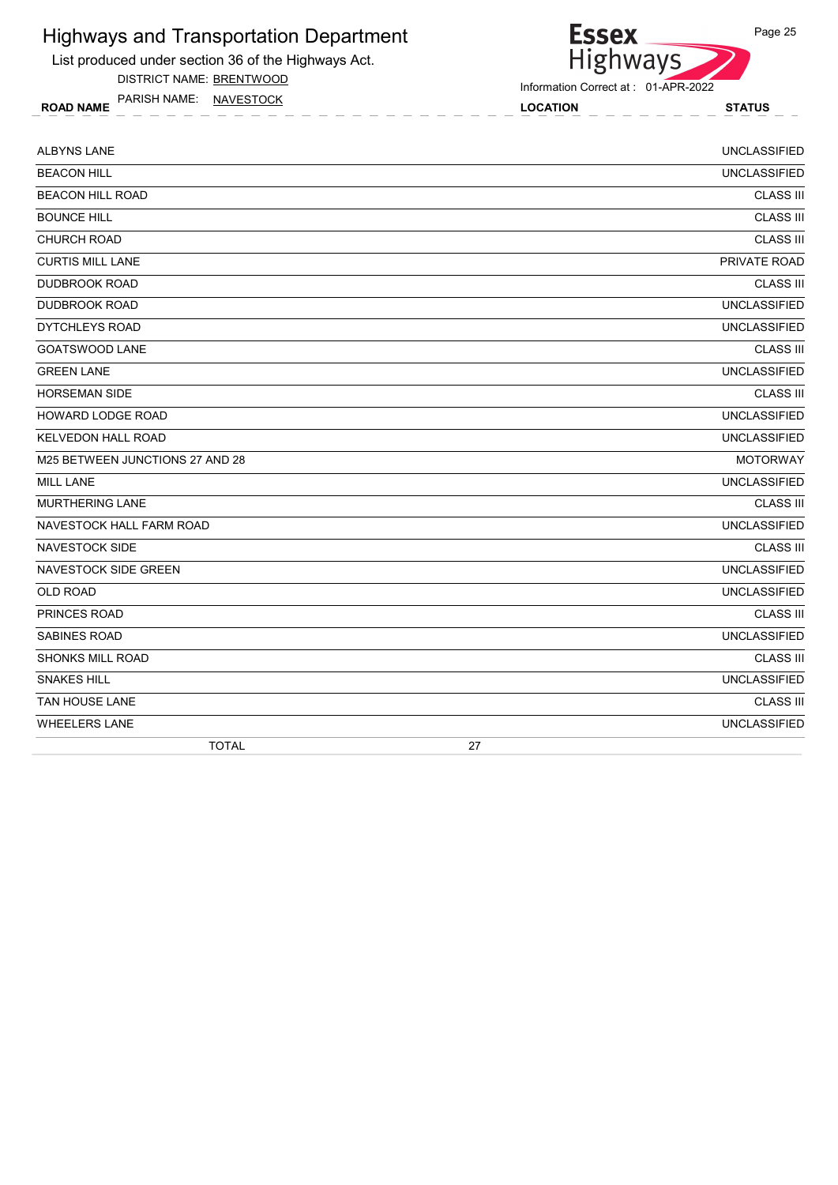# Highways and Transportation Department

List produced under section 36 of the Highways Act.

DISTRICT NAME: BRENTWOOD

PARISH NAME: NAVESTOCK

Essex Highways

Information Correct at : 01-APR-2022

| ROAD NAME | LOCATION | STATUS |
|---|---|---|
| ALBYNS LANE | | UNCLASSIFIED |
| BEACON HILL | | UNCLASSIFIED |
| BEACON HILL ROAD | | CLASS III |
| BOUNCE HILL | | CLASS III |
| CHURCH ROAD | | CLASS III |
| CURTIS MILL LANE | | PRIVATE ROAD |
| DUDBROOK ROAD | | CLASS III |
| DUDBROOK ROAD | | UNCLASSIFIED |
| DYTCHLEYS ROAD | | UNCLASSIFIED |
| GOATSWOOD LANE | | CLASS III |
| GREEN LANE | | UNCLASSIFIED |
| HORSEMAN SIDE | | CLASS III |
| HOWARD LODGE ROAD | | UNCLASSIFIED |
| KELVEDON HALL ROAD | | UNCLASSIFIED |
| M25 BETWEEN JUNCTIONS 27 AND 28 | | MOTORWAY |
| MILL LANE | | UNCLASSIFIED |
| MURTHERING LANE | | CLASS III |
| NAVESTOCK HALL FARM ROAD | | UNCLASSIFIED |
| NAVESTOCK SIDE | | CLASS III |
| NAVESTOCK SIDE GREEN | | UNCLASSIFIED |
| OLD ROAD | | UNCLASSIFIED |
| PRINCES ROAD | | CLASS III |
| SABINES ROAD | | UNCLASSIFIED |
| SHONKS MILL ROAD | | CLASS III |
| SNAKES HILL | | UNCLASSIFIED |
| TAN HOUSE LANE | | CLASS III |
| WHEELERS LANE | | UNCLASSIFIED |
| TOTAL | 27 | |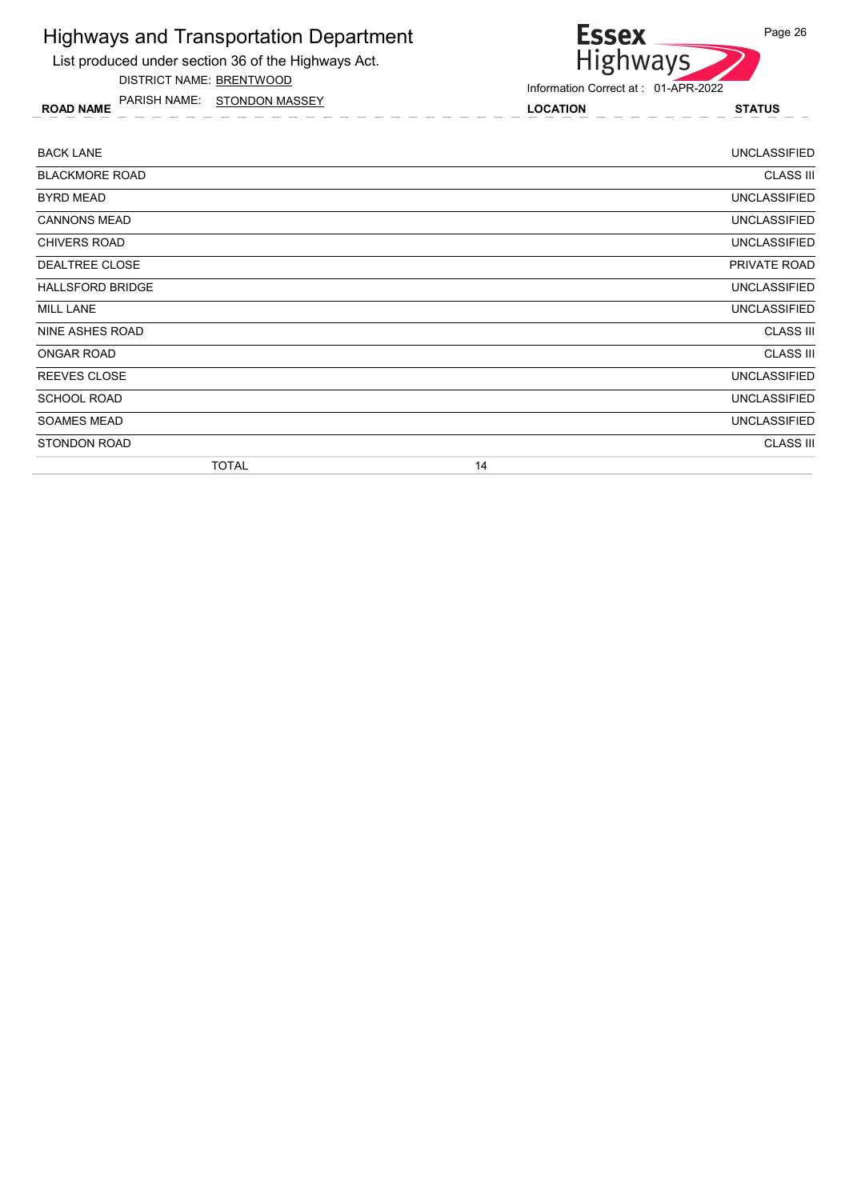# Highways and Transportation Department

List produced under section 36 of the Highways Act.

DISTRICT NAME: BRENTWOOD

PARISH NAME: STONDON MASSEY

Essex Highways

Information Correct at : 01-APR-2022

| ROAD NAME | LOCATION | STATUS |
|---|---|---|
| BACK LANE | | UNCLASSIFIED |
| BLACKMORE ROAD | | CLASS III |
| BYRD MEAD | | UNCLASSIFIED |
| CANNONS MEAD | | UNCLASSIFIED |
| CHIVERS ROAD | | UNCLASSIFIED |
| DEALTREE CLOSE | | PRIVATE ROAD |
| HALLSFORD BRIDGE | | UNCLASSIFIED |
| MILL LANE | | UNCLASSIFIED |
| NINE ASHES ROAD | | CLASS III |
| ONGAR ROAD | | CLASS III |
| REEVES CLOSE | | UNCLASSIFIED |
| SCHOOL ROAD | | UNCLASSIFIED |
| SOAMES MEAD | | UNCLASSIFIED |
| STONDON ROAD | | CLASS III |
| TOTAL | 14 | |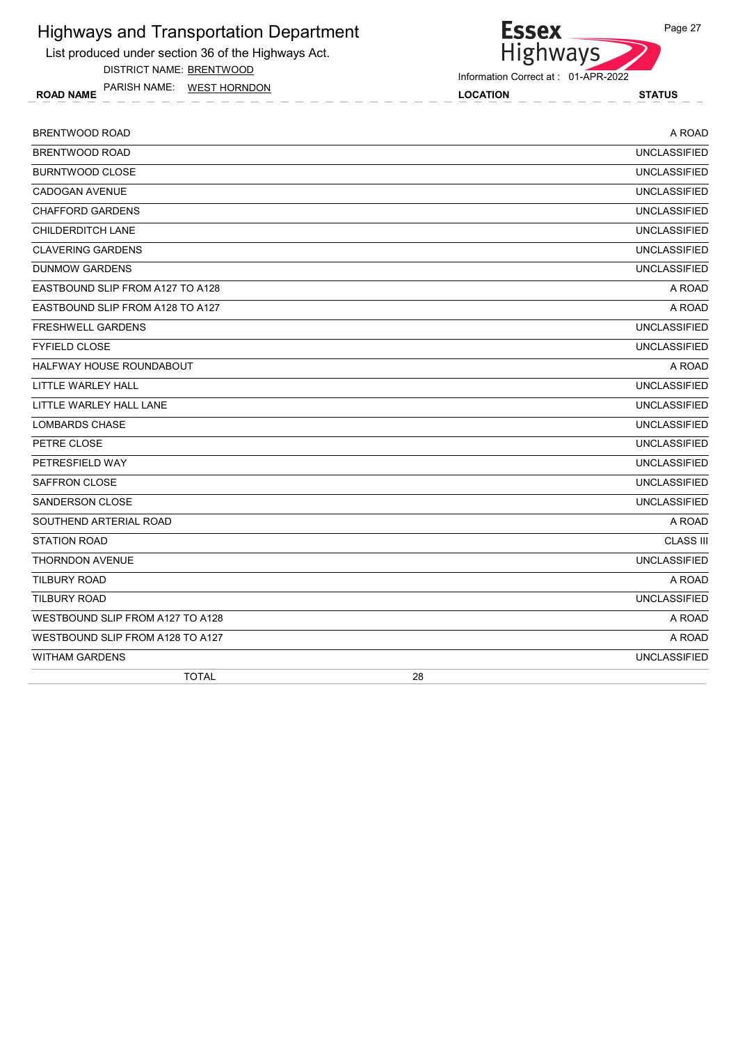# Highways and Transportation Department

List produced under section 36 of the Highways Act.

DISTRICT NAME: BRENTWOOD

PARISH NAME: WEST HORNDON

Information Correct at : 01-APR-2022

| ROAD NAME | LOCATION | STATUS |
|---|---|---|
| BRENTWOOD ROAD | | A ROAD |
| BRENTWOOD ROAD | | UNCLASSIFIED |
| BURNTWOOD CLOSE | | UNCLASSIFIED |
| CADOGAN AVENUE | | UNCLASSIFIED |
| CHAFFORD GARDENS | | UNCLASSIFIED |
| CHILDERDITCH LANE | | UNCLASSIFIED |
| CLAVERING GARDENS | | UNCLASSIFIED |
| DUNMOW GARDENS | | UNCLASSIFIED |
| EASTBOUND SLIP FROM A127 TO A128 | | A ROAD |
| EASTBOUND SLIP FROM A128 TO A127 | | A ROAD |
| FRESHWELL GARDENS | | UNCLASSIFIED |
| FYFIELD CLOSE | | UNCLASSIFIED |
| HALFWAY HOUSE ROUNDABOUT | | A ROAD |
| LITTLE WARLEY HALL | | UNCLASSIFIED |
| LITTLE WARLEY HALL LANE | | UNCLASSIFIED |
| LOMBARDS CHASE | | UNCLASSIFIED |
| PETRE CLOSE | | UNCLASSIFIED |
| PETRESFIELD WAY | | UNCLASSIFIED |
| SAFFRON CLOSE | | UNCLASSIFIED |
| SANDERSON CLOSE | | UNCLASSIFIED |
| SOUTHEND ARTERIAL ROAD | | A ROAD |
| STATION ROAD | | CLASS III |
| THORNDON AVENUE | | UNCLASSIFIED |
| TILBURY ROAD | | A ROAD |
| TILBURY ROAD | | UNCLASSIFIED |
| WESTBOUND SLIP FROM A127 TO A128 | | A ROAD |
| WESTBOUND SLIP FROM A128 TO A127 | | A ROAD |
| WITHAM GARDENS | | UNCLASSIFIED |
| TOTAL | 28 | |